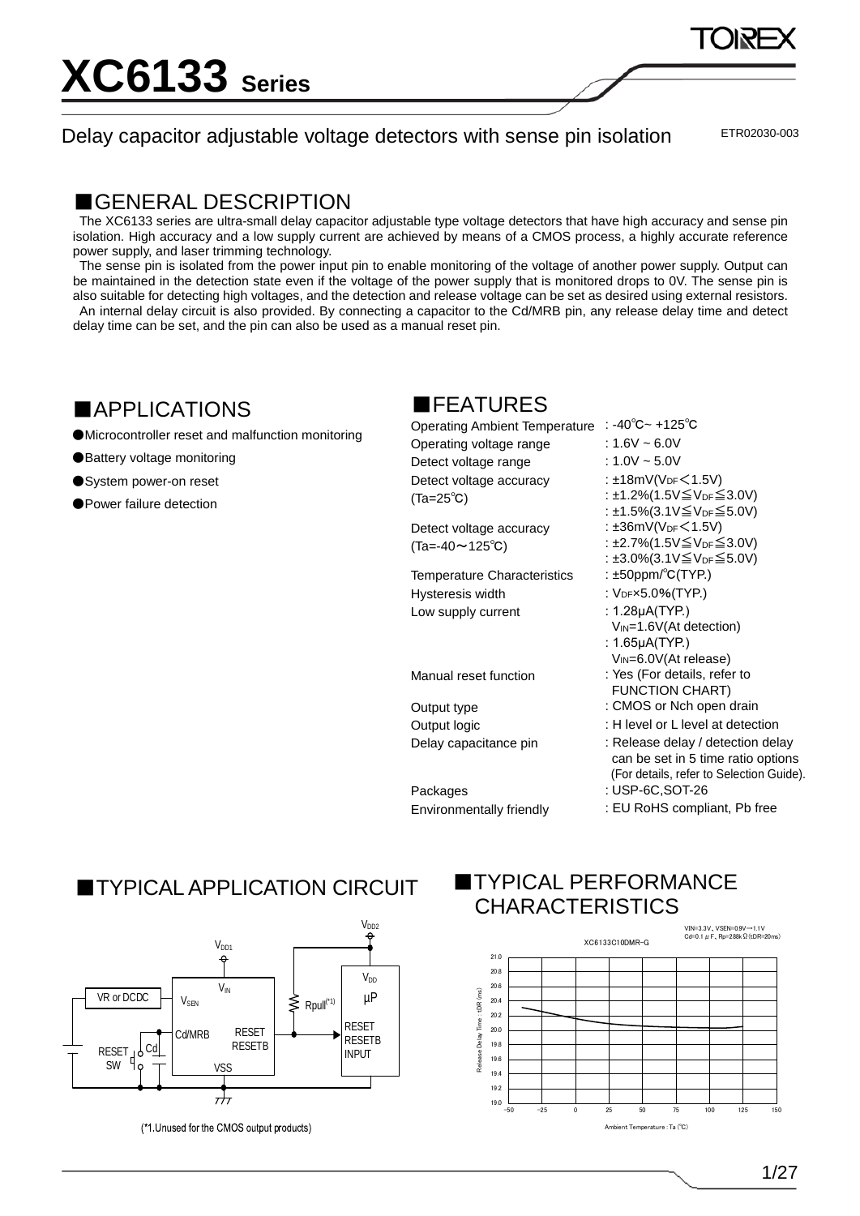# XC6133 Series

Delay capacitor adjustable voltage detectors with sense pin isolation

ETR02030-003

## ■GENERAL DESCRIPTION

The XC6133 series are ultra-small delay capacitor adjustable type voltage detectors that have high accuracy and sense pin isolation. High accuracy and a low supply current are achieved by means of a CMOS process, a highly accurate reference power supply, and laser trimming technology.

The sense pin is isolated from the power input pin to enable monitoring of the voltage of another power supply. Output can be maintained in the detection state even if the voltage of the power supply that is monitored drops to 0V. The sense pin is also suitable for detecting high voltages, and the detection and release voltage can be set as desired using external resistors.

An internal delay circuit is also provided. By connecting a capacitor to the Cd/MRB pin, any release delay time and detect delay time can be set, and the pin can also be used as a manual reset pin.

## ■APPLICATIONS

- ●Microcontroller reset and malfunction monitoring
- ●Battery voltage monitoring
- ●System power-on reset
- ●Power failure detection

## ■FEATURES

| | |
|---|---|
| Operating Ambient Temperature | : -40℃~ +125℃ |
| Operating voltage range | : 1.6V ~ 6.0V |
| Detect voltage range | : 1.0V ~ 5.0V |
| Detect voltage accuracy (Ta=25℃) | : ±18mV($V_{DF}$<1.5V)<br>: ±1.2%(1.5V≦$V_{DF}$≦3.0V)<br>: ±1.5%(3.1V≦$V_{DF}$≦5.0V) |
| Detect voltage accuracy (Ta=-40～125℃) | : ±36mV($V_{DF}$<1.5V)<br>: ±2.7%(1.5V≦$V_{DF}$≦3.0V)<br>: ±3.0%(3.1V≦$V_{DF}$≦5.0V) |
| Temperature Characteristics | : ±50ppm/℃(TYP.) |
| Hysteresis width | : $V_{DF}$×5.0%(TYP.) |
| Low supply current | : 1.28μA(TYP.) $V_{IN}$=1.6V(At detection)<br>: 1.65μA(TYP.) $V_{IN}$=6.0V(At release) |
| Manual reset function | : Yes (For details, refer to FUNCTION CHART) |
| Output type | : CMOS or Nch open drain |
| Output logic | : H level or L level at detection |
| Delay capacitance pin | : Release delay / detection delay can be set in 5 time ratio options (For details, refer to Selection Guide). |
| Packages | : USP-6C,SOT-26 |
| Environmentally friendly | : EU RoHS compliant, Pb free |

## ■TYPICAL APPLICATION CIRCUIT

(*1.Unused for the CMOS output products)

## ■TYPICAL PERFORMANCE CHARACTERISTICS

XC6133C10DMR-G

VIN=3.3V、VSEN=0.9V→1.1V
Cd=0.1μF、Rp=288kΩ(tDR=20ms)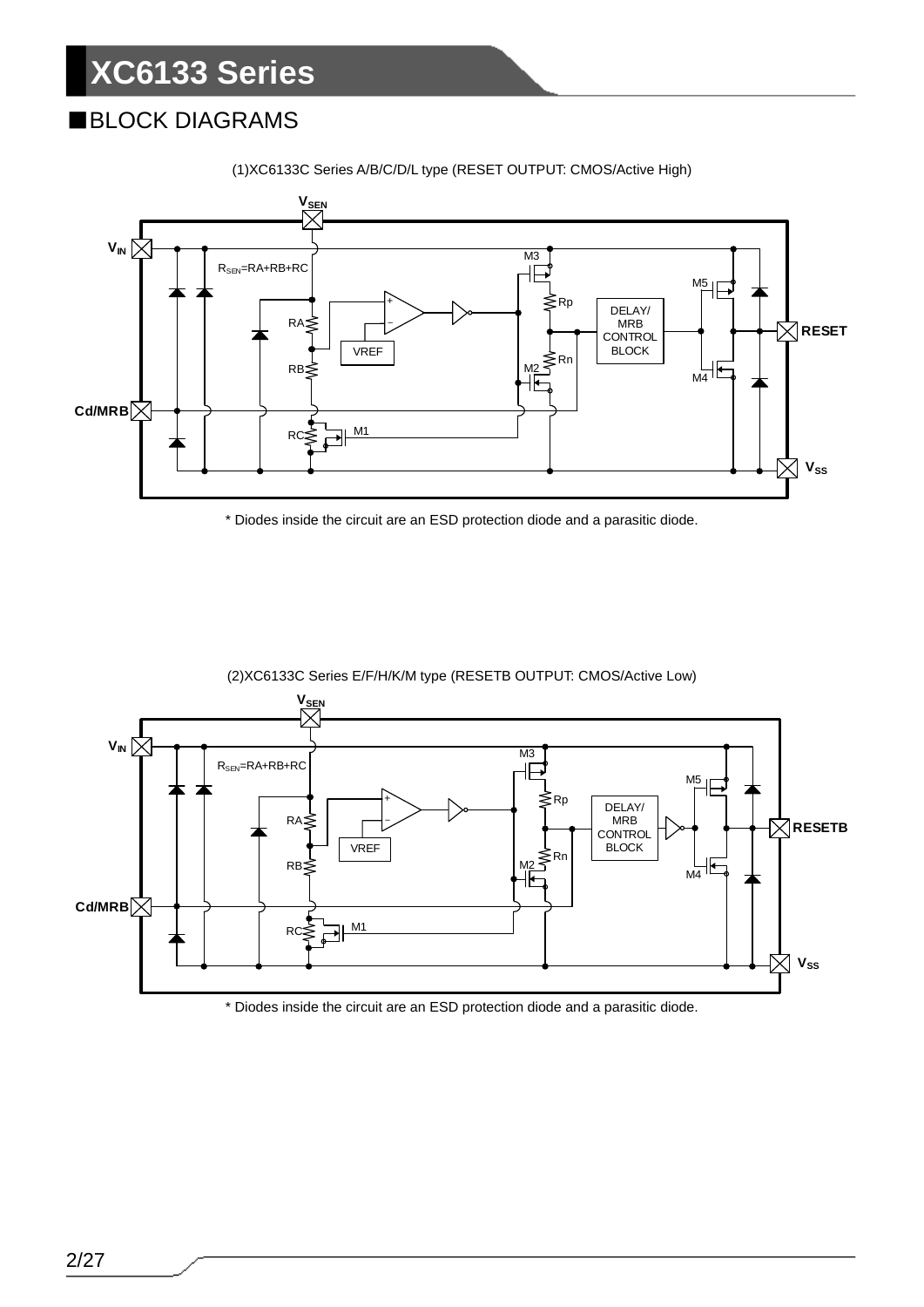## ■BLOCK DIAGRAMS

(1)XC6133C Series A/B/C/D/L type (RESET OUTPUT: CMOS/Active High)

\* Diodes inside the circuit are an ESD protection diode and a parasitic diode.

(2)XC6133C Series E/F/H/K/M type (RESETB OUTPUT: CMOS/Active Low)

\* Diodes inside the circuit are an ESD protection diode and a parasitic diode.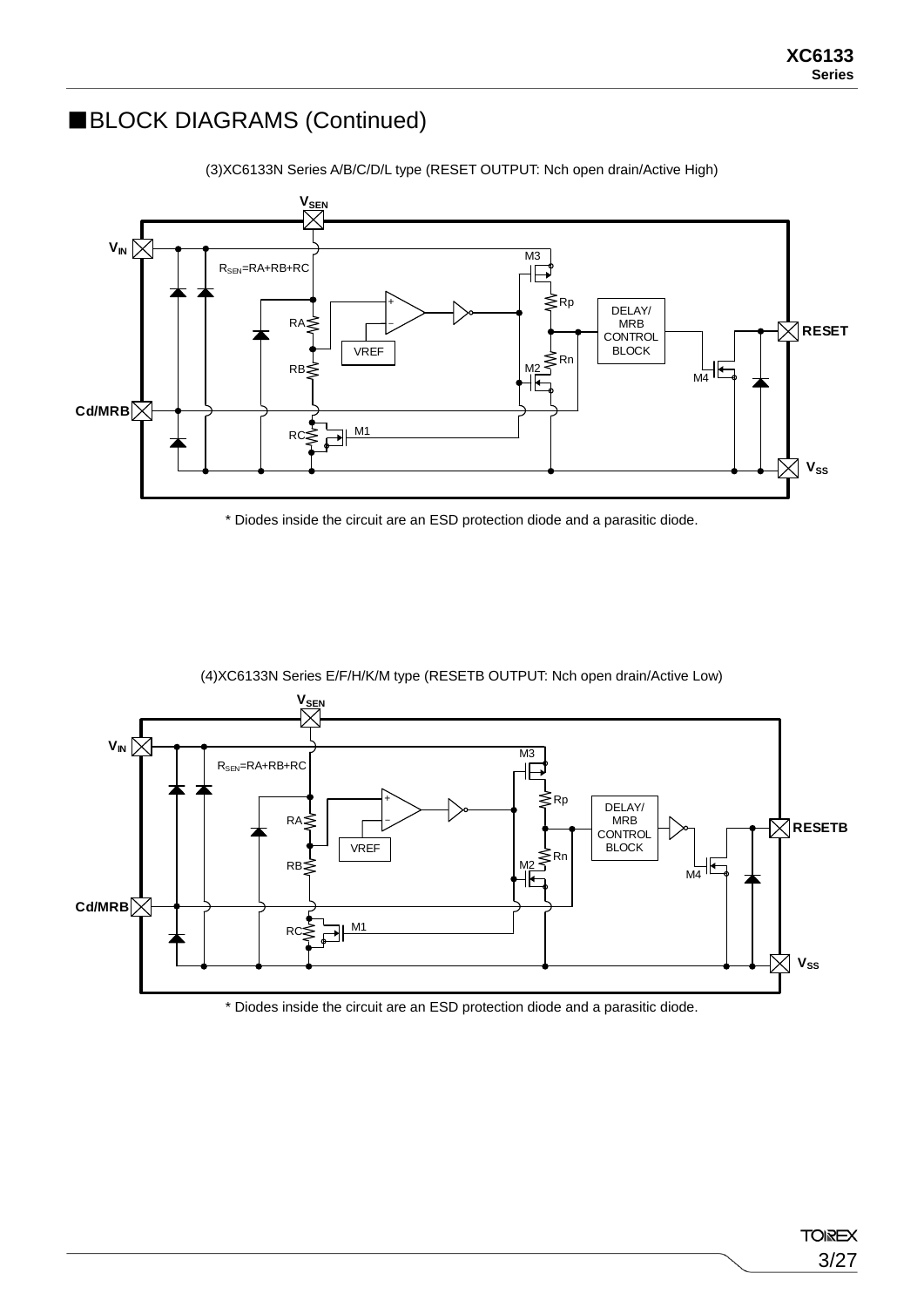## ■BLOCK DIAGRAMS (Continued)

(3)XC6133N Series A/B/C/D/L type (RESET OUTPUT: Nch open drain/Active High)

\* Diodes inside the circuit are an ESD protection diode and a parasitic diode.

(4)XC6133N Series E/F/H/K/M type (RESETB OUTPUT: Nch open drain/Active Low)

\* Diodes inside the circuit are an ESD protection diode and a parasitic diode.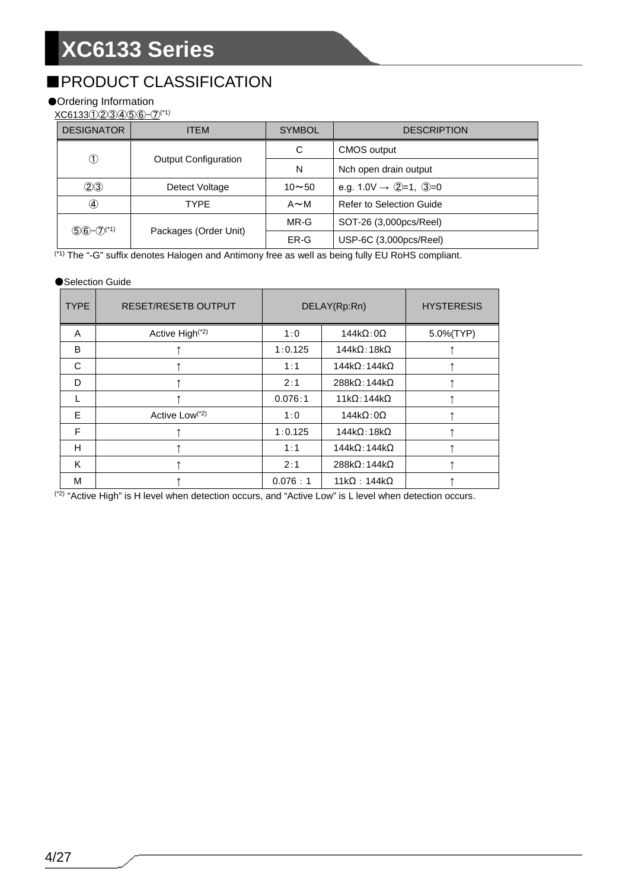## ■PRODUCT CLASSIFICATION

●Ordering Information

XC6133①②③④⑤⑥-⑦[*1]

| DESIGNATOR | ITEM | SYMBOL | DESCRIPTION |
|---|---|---|---|
| ① | Output Configuration | C | CMOS output |
| | | N | Nch open drain output |
| ②③ | Detect Voltage | 10～50 | e.g. 1.0V → ②=1, ③=0 |
| ④ | TYPE | A～M | Refer to Selection Guide |
| ⑤⑥-⑦[*1] | Packages (Order Unit) | MR-G | SOT-26 (3,000pcs/Reel) |
| | | ER-G | USP-6C (3,000pcs/Reel) |

[*1] The "-G" suffix denotes Halogen and Antimony free as well as being fully EU RoHS compliant.

●Selection Guide

| TYPE | RESET/RESETB OUTPUT | DELAY(Rp:Rn) | | HYSTERESIS |
|---|---|---|---|---|
| A | Active High[*2] | 1:0 | 144kΩ:0Ω | 5.0%(TYP) |
| B | ↑ | 1:0.125 | 144kΩ:18kΩ | ↑ |
| C | ↑ | 1:1 | 144kΩ:144kΩ | ↑ |
| D | ↑ | 2:1 | 288kΩ:144kΩ | ↑ |
| L | ↑ | 0.076:1 | 11kΩ:144kΩ | ↑ |
| E | Active Low[*2] | 1:0 | 144kΩ:0Ω | ↑ |
| F | ↑ | 1:0.125 | 144kΩ:18kΩ | ↑ |
| H | ↑ | 1:1 | 144kΩ:144kΩ | ↑ |
| K | ↑ | 2:1 | 288kΩ:144kΩ | ↑ |
| M | ↑ | 0.076 : 1 | 11kΩ : 144kΩ | ↑ |

[*2] "Active High" is H level when detection occurs, and "Active Low" is L level when detection occurs.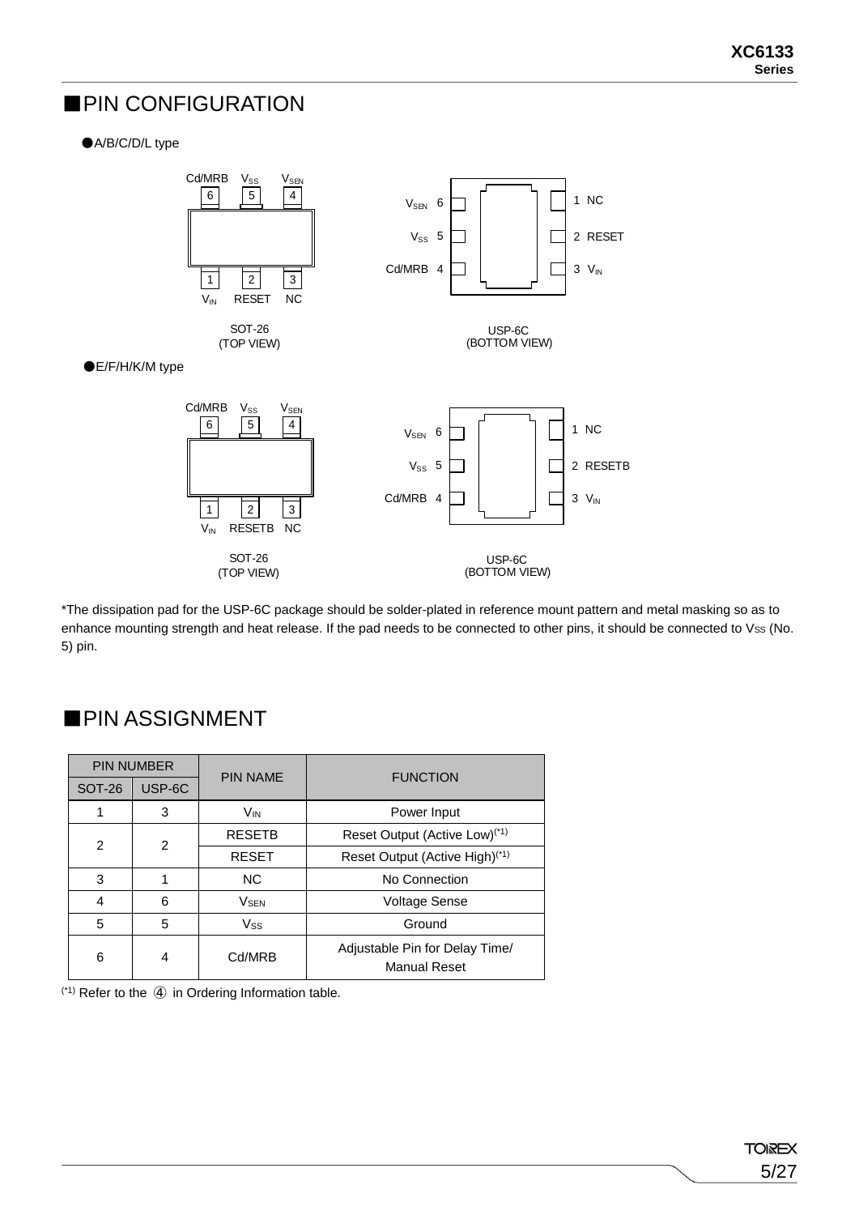## ■PIN CONFIGURATION

●A/B/C/D/L type

| Pin | Name |
|---|---|
| 6 | Cd/MRB |
| 5 | $V_{SS}$ |
| 4 | $V_{SEN}$ |
| 1 | $V_{IN}$ |
| 2 | RESET |
| 3 | NC |

SOT-26
(TOP VIEW)

| Pin | Name |
|---|---|
| 6 | $V_{SEN}$ |
| 5 | $V_{SS}$ |
| 4 | Cd/MRB |
| 1 | NC |
| 2 | RESET |
| 3 | $V_{IN}$ |

USP-6C
(BOTTOM VIEW)

●E/F/H/K/M type

| Pin | Name |
|---|---|
| 6 | Cd/MRB |
| 5 | $V_{SS}$ |
| 4 | $V_{SEN}$ |
| 1 | $V_{IN}$ |
| 2 | RESETB |
| 3 | NC |

SOT-26
(TOP VIEW)

| Pin | Name |
|---|---|
| 6 | $V_{SEN}$ |
| 5 | $V_{SS}$ |
| 4 | Cd/MRB |
| 1 | NC |
| 2 | RESETB |
| 3 | $V_{IN}$ |

USP-6C
(BOTTOM VIEW)

*The dissipation pad for the USP-6C package should be solder-plated in reference mount pattern and metal masking so as to enhance mounting strength and heat release. If the pad needs to be connected to other pins, it should be connected to $V_{SS}$ (No. 5) pin.

## ■PIN ASSIGNMENT

| PIN NUMBER | | PIN NAME | FUNCTION |
|---|---|---|---|
| SOT-26 | USP-6C | | |
| 1 | 3 | $V_{IN}$ | Power Input |
| 2 | 2 | RESETB | Reset Output (Active Low)(*1) |
| | | RESET | Reset Output (Active High)(*1) |
| 3 | 1 | NC | No Connection |
| 4 | 6 | $V_{SEN}$ | Voltage Sense |
| 5 | 5 | $V_{SS}$ | Ground |
| 6 | 4 | Cd/MRB | Adjustable Pin for Delay Time/ Manual Reset |

(*1) Refer to the ④ in Ordering Information table.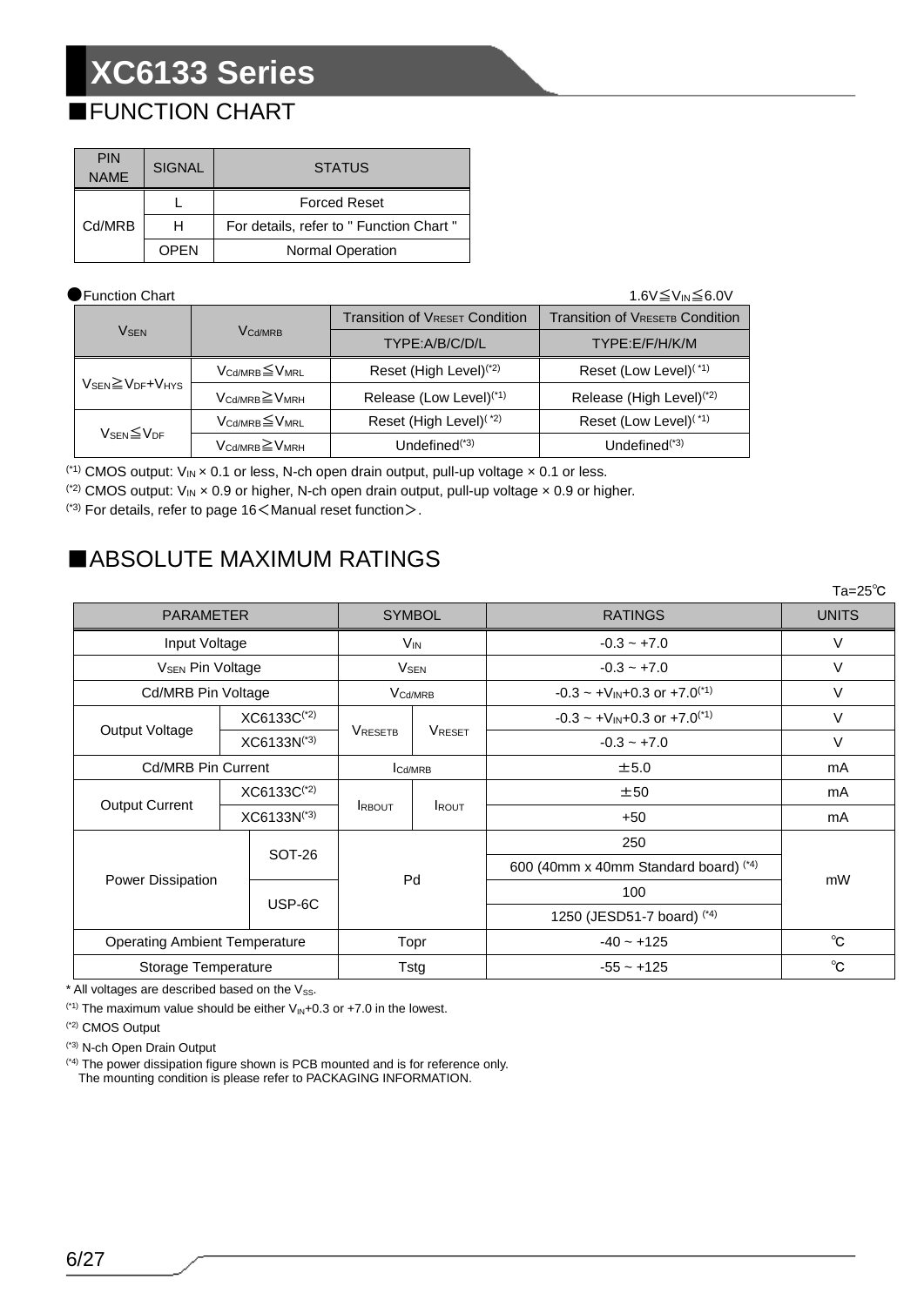## ■FUNCTION CHART

| PIN NAME | SIGNAL | STATUS |
|---|---|---|
| Cd/MRB | L | Forced Reset |
| | H | For details, refer to " Function Chart " |
| | OPEN | Normal Operation |

●Function Chart

$1.6V \leqq V_{IN} \leqq 6.0V$

| $V_{SEN}$ | $V_{Cd/MRB}$ | Transition of $V_{RESET}$ Condition | Transition of $V_{RESETB}$ Condition |
|---|---|---|---|
| | | TYPE:A/B/C/D/L | TYPE:E/F/H/K/M |
| $V_{SEN} \geqq V_{DF}+V_{HYS}$ | $V_{Cd/MRB} \leqq V_{MRL}$ | Reset (High Level)(*2) | Reset (Low Level)(*1) |
| | $V_{Cd/MRB} \geqq V_{MRH}$ | Release (Low Level)(*1) | Release (High Level)(*2) |
| $V_{SEN} \leqq V_{DF}$ | $V_{Cd/MRB} \leqq V_{MRL}$ | Reset (High Level)(*2) | Reset (Low Level)(*1) |
| | $V_{Cd/MRB} \geqq V_{MRH}$ | Undefined(*3) | Undefined(*3) |

(*1) CMOS output: $V_{IN}$ × 0.1 or less, N-ch open drain output, pull-up voltage × 0.1 or less.

(*2) CMOS output: $V_{IN}$ × 0.9 or higher, N-ch open drain output, pull-up voltage × 0.9 or higher.

(*3) For details, refer to page 16＜Manual reset function＞.

## ■ABSOLUTE MAXIMUM RATINGS

Ta=25℃

| PARAMETER | | SYMBOL | | RATINGS | UNITS |
|---|---|---|---|---|---|
| Input Voltage | | $V_{IN}$ | | -0.3 ~ +7.0 | V |
| $V_{SEN}$ Pin Voltage | | $V_{SEN}$ | | -0.3 ~ +7.0 | V |
| Cd/MRB Pin Voltage | | $V_{Cd/MRB}$ | | -0.3 ~ $+V_{IN}$+0.3 or +7.0(*1) | V |
| Output Voltage | XC6133C(*2) | $V_{RESETB}$ | $V_{RESET}$ | -0.3 ~ $+V_{IN}$+0.3 or +7.0(*1) | V |
| | XC6133N(*3) | | | -0.3 ~ +7.0 | V |
| Cd/MRB Pin Current | | $I_{Cd/MRB}$ | | ±5.0 | mA |
| Output Current | XC6133C(*2) | $I_{RBOUT}$ | $I_{ROUT}$ | ±50 | mA |
| | XC6133N(*3) | | | +50 | mA |
| Power Dissipation | SOT-26 | Pd | | 250 | mW |
| | | | | 600 (40mm x 40mm Standard board) (*4) | |
| | USP-6C | | | 100 | |
| | | | | 1250 (JESD51-7 board) (*4) | |
| Operating Ambient Temperature | | Topr | | -40 ~ +125 | ℃ |
| Storage Temperature | | Tstg | | -55 ~ +125 | ℃ |

* All voltages are described based on the $V_{SS}$.

(*1) The maximum value should be either $V_{IN}$+0.3 or +7.0 in the lowest.

(*2) CMOS Output

(*3) N-ch Open Drain Output

(*4) The power dissipation figure shown is PCB mounted and is for reference only.
The mounting condition is please refer to PACKAGING INFORMATION.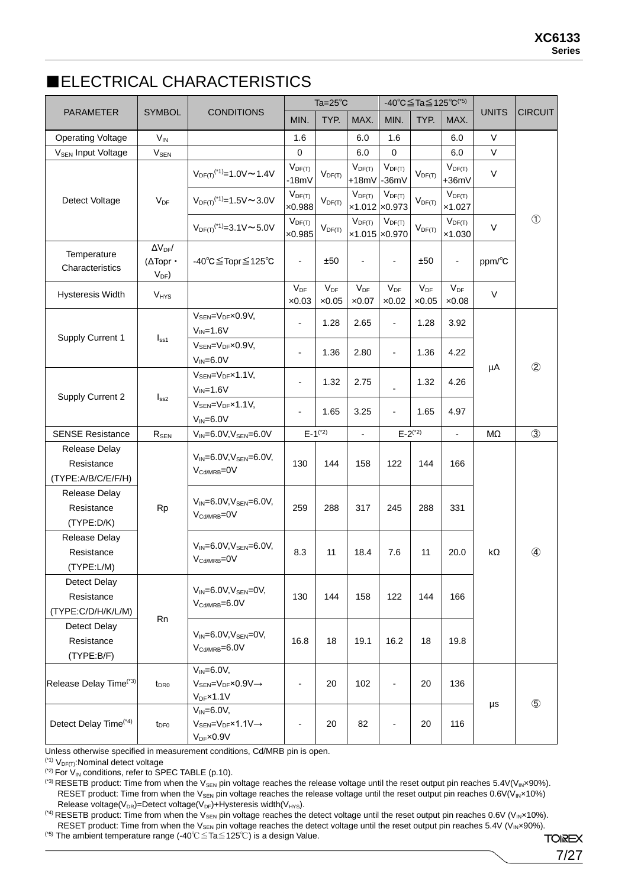## ■ELECTRICAL CHARACTERISTICS

| PARAMETER | SYMBOL | CONDITIONS | Ta=25℃ | | | -40℃≦Ta≦125℃[*5] | | | UNITS | CIRCUIT |
|---|---|---|---|---|---|---|---|---|---|---|
| | | | MIN. | TYP. | MAX. | MIN. | TYP. | MAX. | | |
| Operating Voltage | $V_{IN}$ | | 1.6 | | 6.0 | 1.6 | | 6.0 | V | ① |
| $V_{SEN}$ Input Voltage | $V_{SEN}$ | | 0 | | 6.0 | 0 | | 6.0 | V | ① |
| Detect Voltage | $V_{DF}$ | $V_{DF(T)}$[*1]=1.0V～1.4V | $V_{DF(T)}$ -18mV | $V_{DF(T)}$ | $V_{DF(T)}$ +18mV | $V_{DF(T)}$ -36mV | $V_{DF(T)}$ | $V_{DF(T)}$ +36mV | V | ① |
| | | $V_{DF(T)}$[*1]=1.5V～3.0V | $V_{DF(T)}$ ×0.988 | $V_{DF(T)}$ | $V_{DF(T)}$ ×1.012 | $V_{DF(T)}$ ×0.973 | $V_{DF(T)}$ | $V_{DF(T)}$ ×1.027 | | |
| | | $V_{DF(T)}$[*1]=3.1V～5.0V | $V_{DF(T)}$ ×0.985 | $V_{DF(T)}$ | $V_{DF(T)}$ ×1.015 | $V_{DF(T)}$ ×0.970 | $V_{DF(T)}$ | $V_{DF(T)}$ ×1.030 | V | |
| Temperature Characteristics | $\Delta V_{DF}$/ ($\Delta$Topr・$V_{DF}$) | -40℃≦Topr≦125℃ | - | ±50 | - | - | ±50 | - | ppm/℃ | ① |
| Hysteresis Width | $V_{HYS}$ | | $V_{DF}$ ×0.03 | $V_{DF}$ ×0.05 | $V_{DF}$ ×0.07 | $V_{DF}$ ×0.02 | $V_{DF}$ ×0.05 | $V_{DF}$ ×0.08 | V | ① |
| Supply Current 1 | $I_{ss1}$ | $V_{SEN}$=$V_{DF}$×0.9V, $V_{IN}$=1.6V | - | 1.28 | 2.65 | - | 1.28 | 3.92 | μA | ② |
| | | $V_{SEN}$=$V_{DF}$×0.9V, $V_{IN}$=6.0V | - | 1.36 | 2.80 | - | 1.36 | 4.22 | | |
| Supply Current 2 | $I_{ss2}$ | $V_{SEN}$=$V_{DF}$×1.1V, $V_{IN}$=1.6V | - | 1.32 | 2.75 | - | 1.32 | 4.26 | | |
| | | $V_{SEN}$=$V_{DF}$×1.1V, $V_{IN}$=6.0V | - | 1.65 | 3.25 | - | 1.65 | 4.97 | | |
| SENSE Resistance | $R_{SEN}$ | $V_{IN}$=6.0V,$V_{SEN}$=6.0V | E-1[*2] | | - | E-2[*2] | | - | MΩ | ③ |
| Release Delay Resistance (TYPE:A/B/C/E/F/H) | Rp | $V_{IN}$=6.0V,$V_{SEN}$=6.0V, $V_{Cd/MRB}$=0V | 130 | 144 | 158 | 122 | 144 | 166 | kΩ | ④ |
| Release Delay Resistance (TYPE:D/K) | Rp | $V_{IN}$=6.0V,$V_{SEN}$=6.0V, $V_{Cd/MRB}$=0V | 259 | 288 | 317 | 245 | 288 | 331 | kΩ | ④ |
| Release Delay Resistance (TYPE:L/M) | Rp | $V_{IN}$=6.0V,$V_{SEN}$=6.0V, $V_{Cd/MRB}$=0V | 8.3 | 11 | 18.4 | 7.6 | 11 | 20.0 | kΩ | ④ |
| Detect Delay Resistance (TYPE:C/D/H/K/L/M) | Rn | $V_{IN}$=6.0V,$V_{SEN}$=0V, $V_{Cd/MRB}$=6.0V | 130 | 144 | 158 | 122 | 144 | 166 | kΩ | ④ |
| Detect Delay Resistance (TYPE:B/F) | Rn | $V_{IN}$=6.0V,$V_{SEN}$=0V, $V_{Cd/MRB}$=6.0V | 16.8 | 18 | 19.1 | 16.2 | 18 | 19.8 | kΩ | ④ |
| Release Delay Time[*3] | $t_{DR0}$ | $V_{IN}$=6.0V, $V_{SEN}$=$V_{DF}$×0.9V→$V_{DF}$×1.1V | - | 20 | 102 | - | 20 | 136 | μs | ⑤ |
| Detect Delay Time[*4] | $t_{DF0}$ | $V_{IN}$=6.0V, $V_{SEN}$=$V_{DF}$×1.1V→$V_{DF}$×0.9V | - | 20 | 82 | - | 20 | 116 | μs | ⑤ |

Unless otherwise specified in measurement conditions, Cd/MRB pin is open.

(*1) $V_{DF(T)}$:Nominal detect voltage

(*2) For $V_{IN}$ conditions, refer to SPEC TABLE (p.10).

(*3) RESETB product: Time from when the $V_{SEN}$ pin voltage reaches the release voltage until the reset output pin reaches 5.4V($V_{IN}$×90%).
RESET product: Time from when the $V_{SEN}$ pin voltage reaches the release voltage until the reset output pin reaches 0.6V($V_{IN}$×10%)
Release voltage($V_{DR}$)=Detect voltage($V_{DF}$)+Hysteresis width($V_{HYS}$).

(*4) RESETB product: Time from when the $V_{SEN}$ pin voltage reaches the detect voltage until the reset output pin reaches 0.6V ($V_{IN}$×10%).
RESET product: Time from when the $V_{SEN}$ pin voltage reaches the detect voltage until the reset output pin reaches 5.4V ($V_{IN}$×90%).

(*5) The ambient temperature range (-40℃≦Ta≦125℃) is a design Value.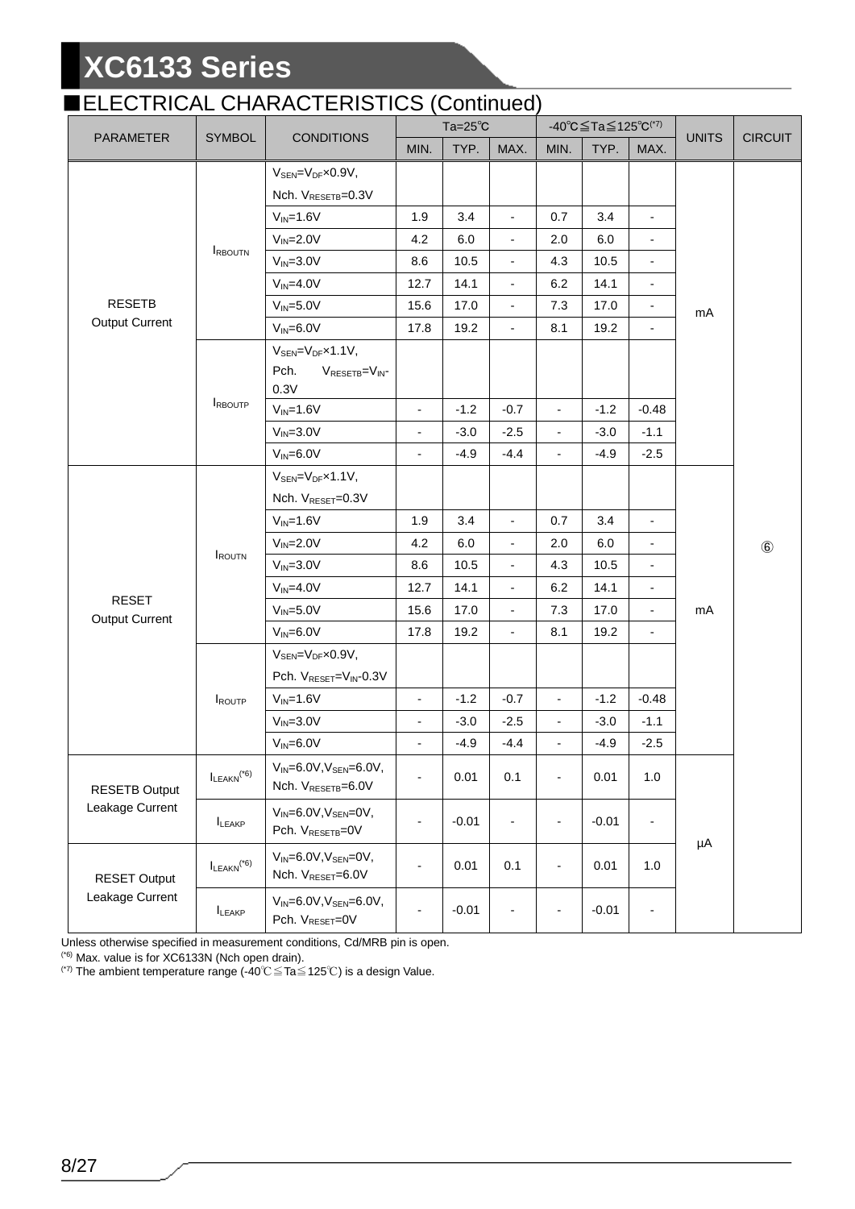## ■ELECTRICAL CHARACTERISTICS (Continued)

| PARAMETER | SYMBOL | CONDITIONS | Ta=25℃ | | | -40℃≦Ta≦125℃(*7) | | | UNITS | CIRCUIT |
|---|---|---|---|---|---|---|---|---|---|---|
| | | | MIN. | TYP. | MAX. | MIN. | TYP. | MAX. | | |
| RESETB Output Current | $I_{RBOUTN}$ | $V_{SEN}$=$V_{DF}$×0.9V, Nch. $V_{RESETB}$=0.3V | | | | | | | mA | ⑥ |
| | | $V_{IN}$=1.6V | 1.9 | 3.4 | - | 0.7 | 3.4 | - | | |
| | | $V_{IN}$=2.0V | 4.2 | 6.0 | - | 2.0 | 6.0 | - | | |
| | | $V_{IN}$=3.0V | 8.6 | 10.5 | - | 4.3 | 10.5 | - | | |
| | | $V_{IN}$=4.0V | 12.7 | 14.1 | - | 6.2 | 14.1 | - | | |
| | | $V_{IN}$=5.0V | 15.6 | 17.0 | - | 7.3 | 17.0 | - | | |
| | | $V_{IN}$=6.0V | 17.8 | 19.2 | - | 8.1 | 19.2 | - | | |
| | $I_{RBOUTP}$ | $V_{SEN}$=$V_{DF}$×1.1V, Pch. $V_{RESETB}$=$V_{IN}$-0.3V | | | | | | | | |
| | | $V_{IN}$=1.6V | - | -1.2 | -0.7 | - | -1.2 | -0.48 | | |
| | | $V_{IN}$=3.0V | - | -3.0 | -2.5 | - | -3.0 | -1.1 | | |
| | | $V_{IN}$=6.0V | - | -4.9 | -4.4 | - | -4.9 | -2.5 | | |
| RESET Output Current | $I_{ROUTN}$ | $V_{SEN}$=$V_{DF}$×1.1V, Nch. $V_{RESET}$=0.3V | | | | | | | mA | |
| | | $V_{IN}$=1.6V | 1.9 | 3.4 | - | 0.7 | 3.4 | - | | |
| | | $V_{IN}$=2.0V | 4.2 | 6.0 | - | 2.0 | 6.0 | - | | |
| | | $V_{IN}$=3.0V | 8.6 | 10.5 | - | 4.3 | 10.5 | - | | |
| | | $V_{IN}$=4.0V | 12.7 | 14.1 | - | 6.2 | 14.1 | - | | |
| | | $V_{IN}$=5.0V | 15.6 | 17.0 | - | 7.3 | 17.0 | - | | |
| | | $V_{IN}$=6.0V | 17.8 | 19.2 | - | 8.1 | 19.2 | - | | |
| | $I_{ROUTP}$ | $V_{SEN}$=$V_{DF}$×0.9V, Pch. $V_{RESET}$=$V_{IN}$-0.3V | | | | | | | | |
| | | $V_{IN}$=1.6V | - | -1.2 | -0.7 | - | -1.2 | -0.48 | | |
| | | $V_{IN}$=3.0V | - | -3.0 | -2.5 | - | -3.0 | -1.1 | | |
| | | $V_{IN}$=6.0V | - | -4.9 | -4.4 | - | -4.9 | -2.5 | | |
| RESETB Output Leakage Current | $I_{LEAKN}$(*6) | $V_{IN}$=6.0V, $V_{SEN}$=6.0V, Nch. $V_{RESETB}$=6.0V | - | 0.01 | 0.1 | - | 0.01 | 1.0 | μA | |
| | $I_{LEAKP}$ | $V_{IN}$=6.0V, $V_{SEN}$=0V, Pch. $V_{RESETB}$=0V | - | -0.01 | - | - | -0.01 | - | | |
| RESET Output Leakage Current | $I_{LEAKN}$(*6) | $V_{IN}$=6.0V, $V_{SEN}$=0V, Nch. $V_{RESET}$=6.0V | - | 0.01 | 0.1 | - | 0.01 | 1.0 | | |
| | $I_{LEAKP}$ | $V_{IN}$=6.0V, $V_{SEN}$=6.0V, Pch. $V_{RESET}$=0V | - | -0.01 | - | - | -0.01 | - | | |

Unless otherwise specified in measurement conditions, Cd/MRB pin is open.

(*6) Max. value is for XC6133N (Nch open drain).

(*7) The ambient temperature range (-40℃≦Ta≦125℃) is a design Value.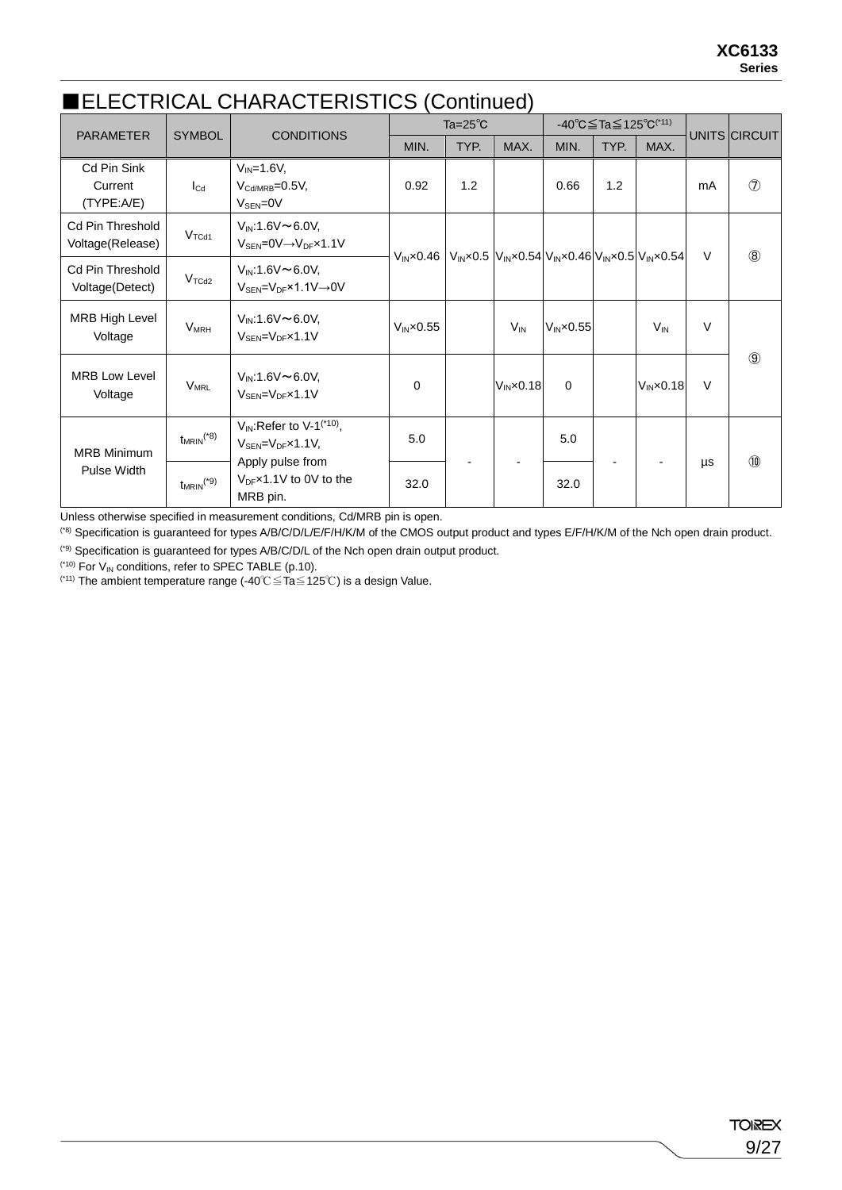## ■ELECTRICAL CHARACTERISTICS (Continued)

| PARAMETER | SYMBOL | CONDITIONS | Ta=25℃ | | | -40℃≦Ta≦125℃(*11) | | | UNITS | CIRCUIT |
|---|---|---|---|---|---|---|---|---|---|---|
| | | | MIN. | TYP. | MAX. | MIN. | TYP. | MAX. | | |
| Cd Pin Sink Current (TYPE:A/E) | $I_{Cd}$ | $V_{IN}$=1.6V, $V_{Cd/MRB}$=0.5V, $V_{SEN}$=0V | 0.92 | 1.2 | | 0.66 | 1.2 | | mA | ⑦ |
| Cd Pin Threshold Voltage(Release) | $V_{TCd1}$ | $V_{IN}$:1.6V～6.0V, $V_{SEN}$=0V→$V_{DF}$×1.1V | $V_{IN}$×0.46 | $V_{IN}$×0.5 | $V_{IN}$×0.54 | $V_{IN}$×0.46 | $V_{IN}$×0.5 | $V_{IN}$×0.54 | V | ⑧ |
| Cd Pin Threshold Voltage(Detect) | $V_{TCd2}$ | $V_{IN}$:1.6V～6.0V, $V_{SEN}$=$V_{DF}$×1.1V→0V | $V_{IN}$×0.46 | $V_{IN}$×0.5 | $V_{IN}$×0.54 | $V_{IN}$×0.46 | $V_{IN}$×0.5 | $V_{IN}$×0.54 | V | ⑧ |
| MRB High Level Voltage | $V_{MRH}$ | $V_{IN}$:1.6V～6.0V, $V_{SEN}$=$V_{DF}$×1.1V | $V_{IN}$×0.55 | | $V_{IN}$ | $V_{IN}$×0.55 | | $V_{IN}$ | V | ⑨ |
| MRB Low Level Voltage | $V_{MRL}$ | $V_{IN}$:1.6V～6.0V, $V_{SEN}$=$V_{DF}$×1.1V | 0 | | $V_{IN}$×0.18 | 0 | | $V_{IN}$×0.18 | V | ⑨ |
| MRB Minimum Pulse Width | $t_{MRIN}$(*8) | $V_{IN}$:Refer to V-1(*10), $V_{SEN}$=$V_{DF}$×1.1V, Apply pulse from $V_{DF}$×1.1V to 0V to the MRB pin. | 5.0 | - | - | 5.0 | - | - | μs | ⑩ |
| | $t_{MRIN}$(*9) | | 32.0 | - | - | 32.0 | - | - | μs | ⑩ |

Unless otherwise specified in measurement conditions, Cd/MRB pin is open.

(*8) Specification is guaranteed for types A/B/C/D/L/E/F/H/K/M of the CMOS output product and types E/F/H/K/M of the Nch open drain product.

(*9) Specification is guaranteed for types A/B/C/D/L of the Nch open drain output product.

(*10) For $V_{IN}$ conditions, refer to SPEC TABLE (p.10).

(*11) The ambient temperature range (-40℃≦Ta≦125℃) is a design Value.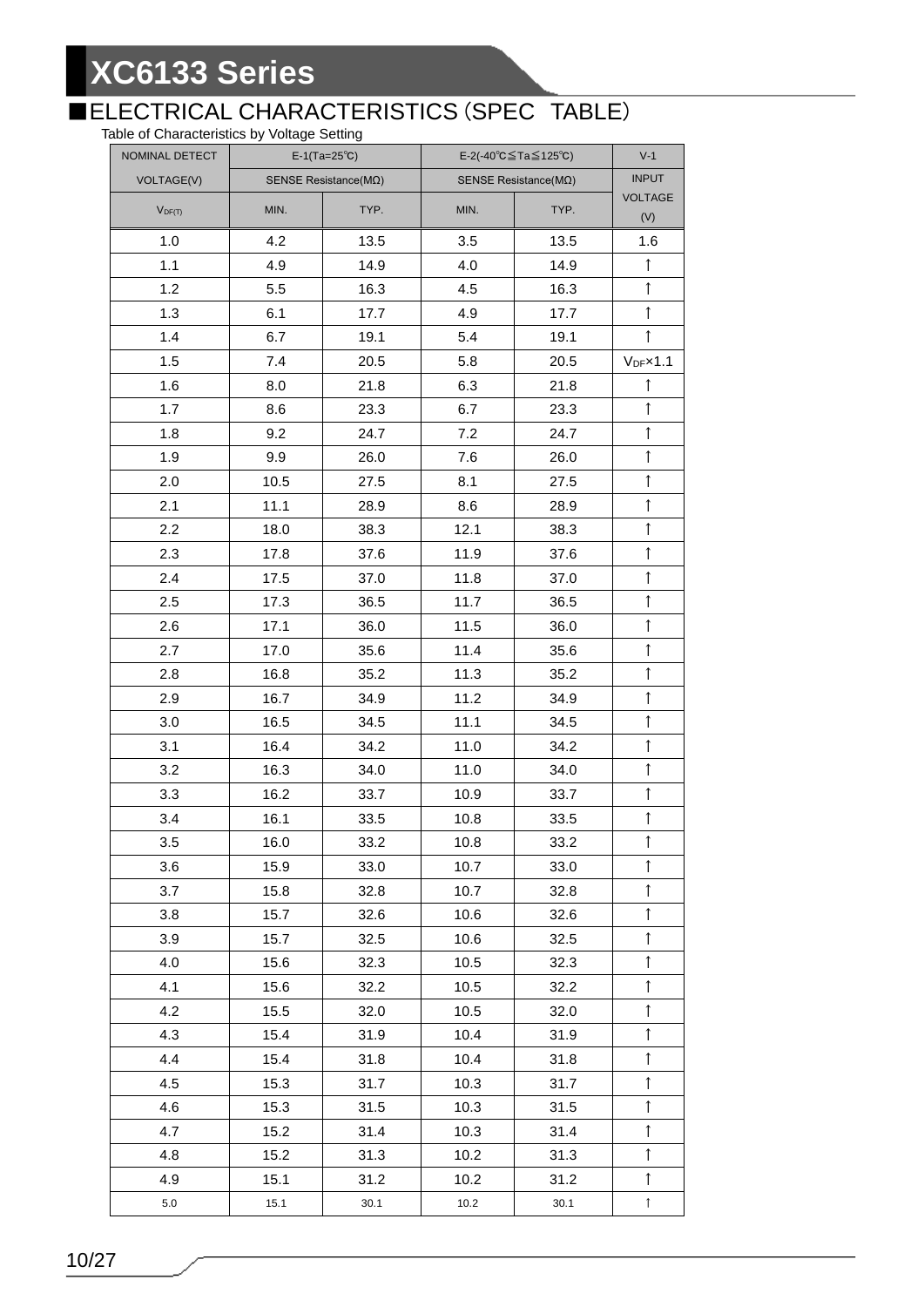## ■ELECTRICAL CHARACTERISTICS（SPEC TABLE）

Table of Characteristics by Voltage Setting

| NOMINAL DETECT VOLTAGE(V) | E-1(Ta=25℃) SENSE Resistance(MΩ) | | E-2(-40℃≦Ta≦125℃) SENSE Resistance(MΩ) | | V-1 INPUT VOLTAGE (V) |
|---|---|---|---|---|---|
| $V_{DF(T)}$ | MIN. | TYP. | MIN. | TYP. | |
| 1.0 | 4.2 | 13.5 | 3.5 | 13.5 | 1.6 |
| 1.1 | 4.9 | 14.9 | 4.0 | 14.9 | ↑ |
| 1.2 | 5.5 | 16.3 | 4.5 | 16.3 | ↑ |
| 1.3 | 6.1 | 17.7 | 4.9 | 17.7 | ↑ |
| 1.4 | 6.7 | 19.1 | 5.4 | 19.1 | ↑ |
| 1.5 | 7.4 | 20.5 | 5.8 | 20.5 | $V_{DF}$×1.1 |
| 1.6 | 8.0 | 21.8 | 6.3 | 21.8 | ↑ |
| 1.7 | 8.6 | 23.3 | 6.7 | 23.3 | ↑ |
| 1.8 | 9.2 | 24.7 | 7.2 | 24.7 | ↑ |
| 1.9 | 9.9 | 26.0 | 7.6 | 26.0 | ↑ |
| 2.0 | 10.5 | 27.5 | 8.1 | 27.5 | ↑ |
| 2.1 | 11.1 | 28.9 | 8.6 | 28.9 | ↑ |
| 2.2 | 18.0 | 38.3 | 12.1 | 38.3 | ↑ |
| 2.3 | 17.8 | 37.6 | 11.9 | 37.6 | ↑ |
| 2.4 | 17.5 | 37.0 | 11.8 | 37.0 | ↑ |
| 2.5 | 17.3 | 36.5 | 11.7 | 36.5 | ↑ |
| 2.6 | 17.1 | 36.0 | 11.5 | 36.0 | ↑ |
| 2.7 | 17.0 | 35.6 | 11.4 | 35.6 | ↑ |
| 2.8 | 16.8 | 35.2 | 11.3 | 35.2 | ↑ |
| 2.9 | 16.7 | 34.9 | 11.2 | 34.9 | ↑ |
| 3.0 | 16.5 | 34.5 | 11.1 | 34.5 | ↑ |
| 3.1 | 16.4 | 34.2 | 11.0 | 34.2 | ↑ |
| 3.2 | 16.3 | 34.0 | 11.0 | 34.0 | ↑ |
| 3.3 | 16.2 | 33.7 | 10.9 | 33.7 | ↑ |
| 3.4 | 16.1 | 33.5 | 10.8 | 33.5 | ↑ |
| 3.5 | 16.0 | 33.2 | 10.8 | 33.2 | ↑ |
| 3.6 | 15.9 | 33.0 | 10.7 | 33.0 | ↑ |
| 3.7 | 15.8 | 32.8 | 10.7 | 32.8 | ↑ |
| 3.8 | 15.7 | 32.6 | 10.6 | 32.6 | ↑ |
| 3.9 | 15.7 | 32.5 | 10.6 | 32.5 | ↑ |
| 4.0 | 15.6 | 32.3 | 10.5 | 32.3 | ↑ |
| 4.1 | 15.6 | 32.2 | 10.5 | 32.2 | ↑ |
| 4.2 | 15.5 | 32.0 | 10.5 | 32.0 | ↑ |
| 4.3 | 15.4 | 31.9 | 10.4 | 31.9 | ↑ |
| 4.4 | 15.4 | 31.8 | 10.4 | 31.8 | ↑ |
| 4.5 | 15.3 | 31.7 | 10.3 | 31.7 | ↑ |
| 4.6 | 15.3 | 31.5 | 10.3 | 31.5 | ↑ |
| 4.7 | 15.2 | 31.4 | 10.3 | 31.4 | ↑ |
| 4.8 | 15.2 | 31.3 | 10.2 | 31.3 | ↑ |
| 4.9 | 15.1 | 31.2 | 10.2 | 31.2 | ↑ |
| 5.0 | 15.1 | 30.1 | 10.2 | 30.1 | ↑ |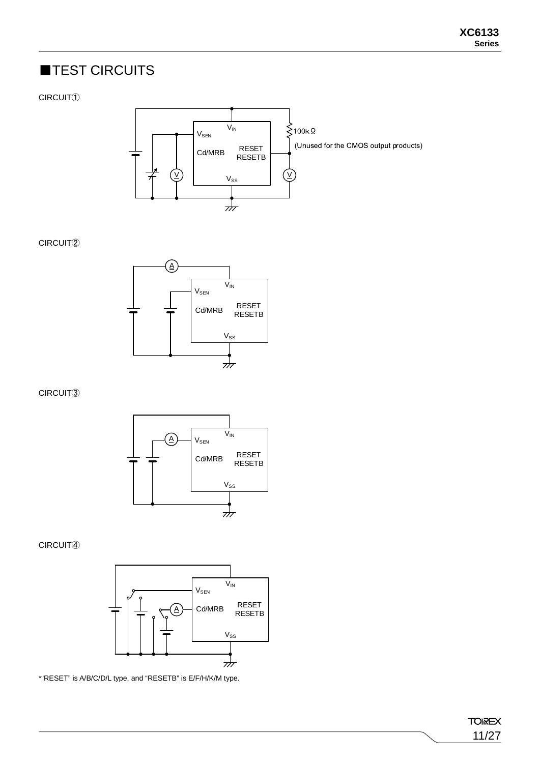## ■TEST CIRCUITS

CIRCUIT①

$V_{IN}$ $V_{SEN}$ Cd/MRB RESET RESETB $V_{SS}$ 100kΩ (Unused for the CMOS output products)

CIRCUIT②

CIRCUIT③

CIRCUIT④

*"RESET" is A/B/C/D/L type, and "RESETB" is E/F/H/K/M type.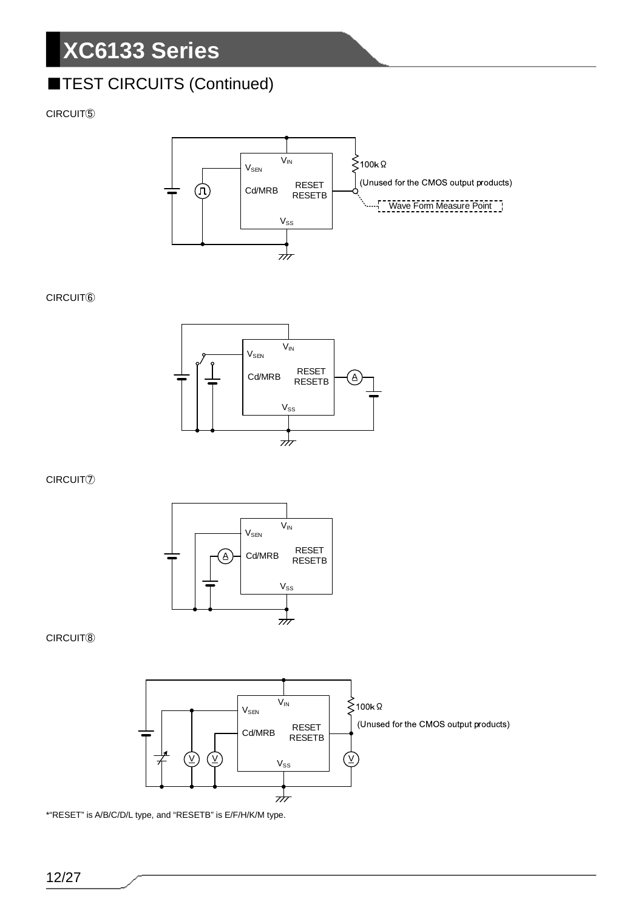## ■TEST CIRCUITS (Continued)

CIRCUIT⑤

$V_{IN}$

$V_{SEN}$

Cd/MRB

RESET
RESETB

$V_{SS}$

100kΩ

(Unused for the CMOS output products)

Wave Form Measure Point

CIRCUIT⑥

$V_{IN}$

$V_{SEN}$

Cd/MRB

RESET
RESETB

$V_{SS}$

A

CIRCUIT⑦

$V_{IN}$

$V_{SEN}$

A

Cd/MRB

RESET
RESETB

$V_{SS}$

CIRCUIT⑧

$V_{IN}$

$V_{SEN}$

Cd/MRB

RESET
RESETB

$V_{SS}$

100kΩ

(Unused for the CMOS output products)

V V V

*"RESET" is A/B/C/D/L type, and "RESETB" is E/F/H/K/M type.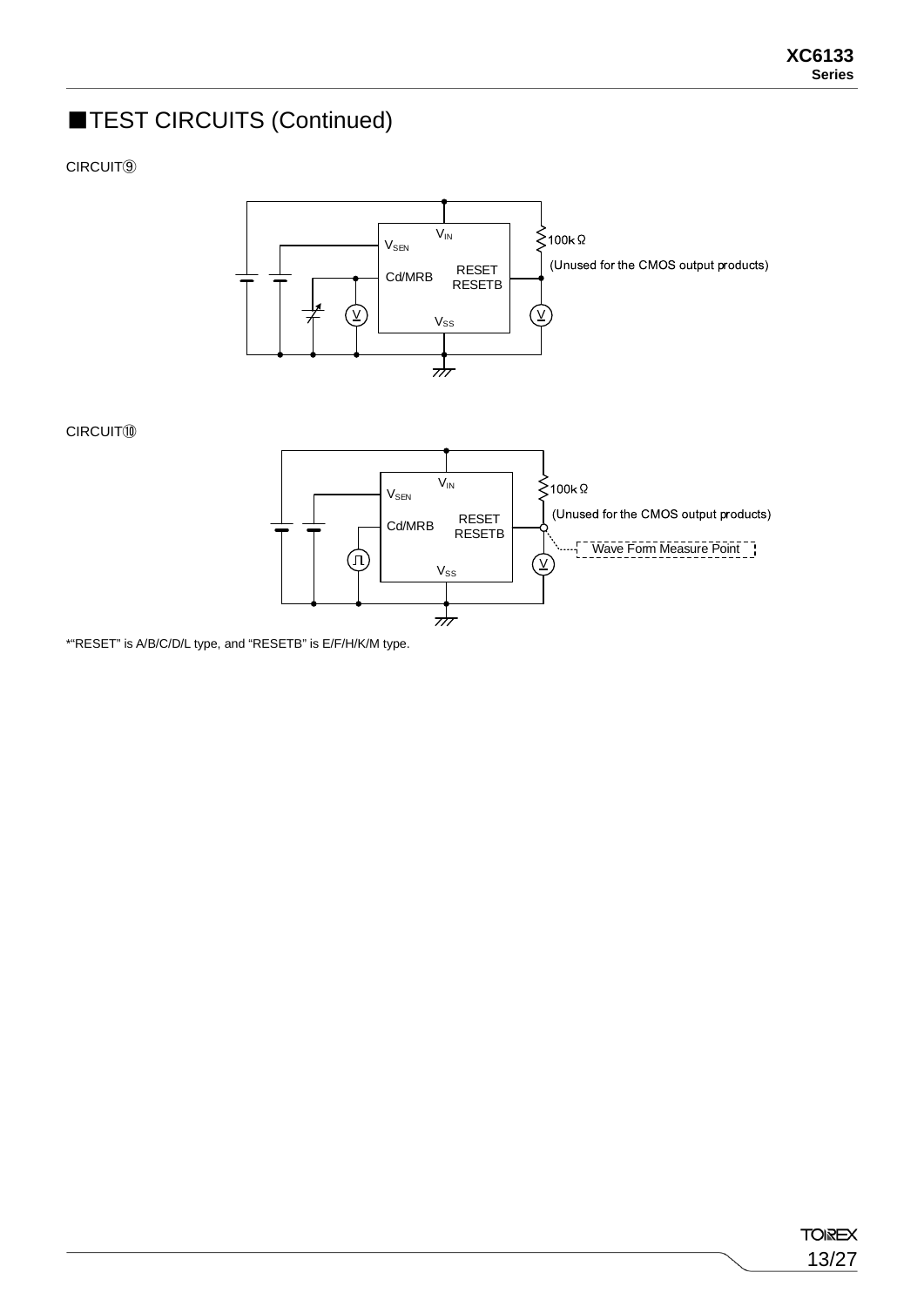## ■TEST CIRCUITS (Continued)

CIRCUIT⑨

$V_{IN}$

$V_{SEN}$

Cd/MRB

RESET
RESETB

$V_{SS}$

100kΩ

(Unused for the CMOS output products)

CIRCUIT⑩

$V_{IN}$

$V_{SEN}$

Cd/MRB

RESET
RESETB

$V_{SS}$

100kΩ

(Unused for the CMOS output products)

Wave Form Measure Point

*"RESET" is A/B/C/D/L type, and "RESETB" is E/F/H/K/M type.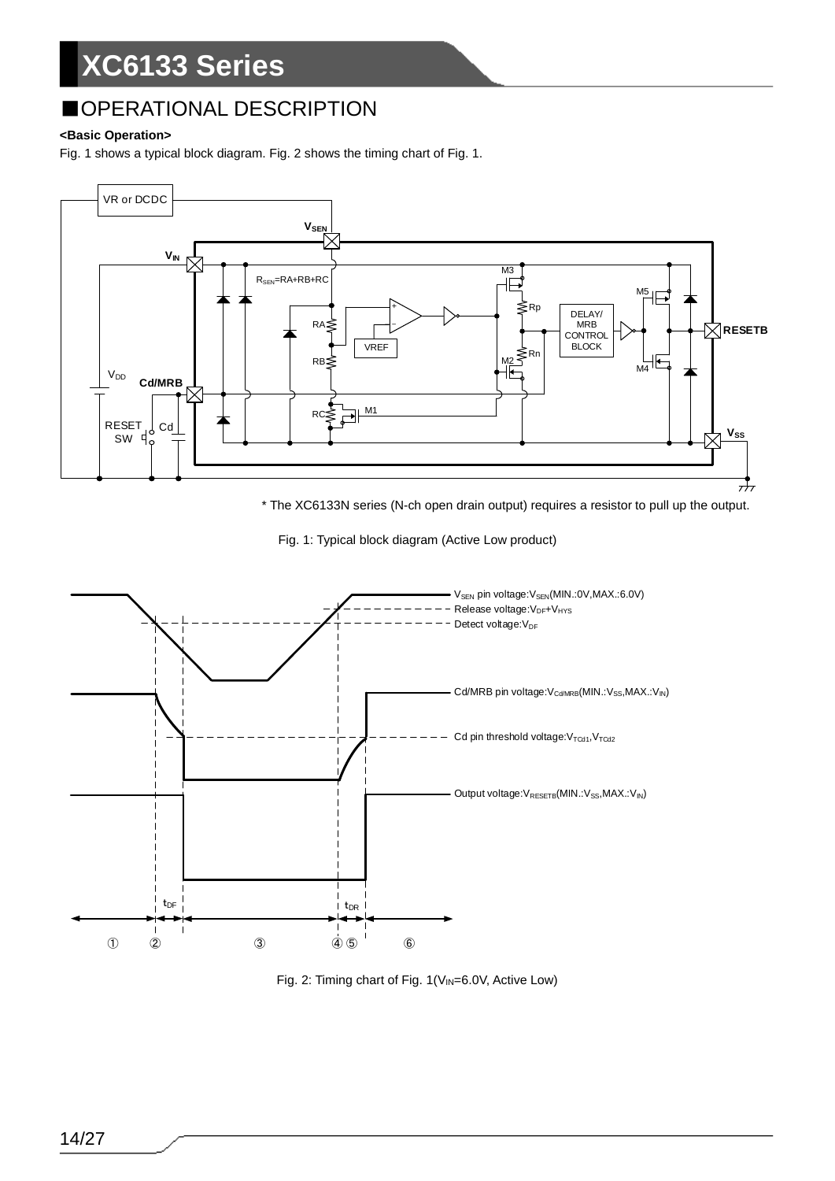## ■OPERATIONAL DESCRIPTION

**<Basic Operation>**

Fig. 1 shows a typical block diagram. Fig. 2 shows the timing chart of Fig. 1.

* The XC6133N series (N-ch open drain output) requires a resistor to pull up the output.

Fig. 1: Typical block diagram (Active Low product)

Fig. 2: Timing chart of Fig. 1($V_{IN}$=6.0V, Active Low)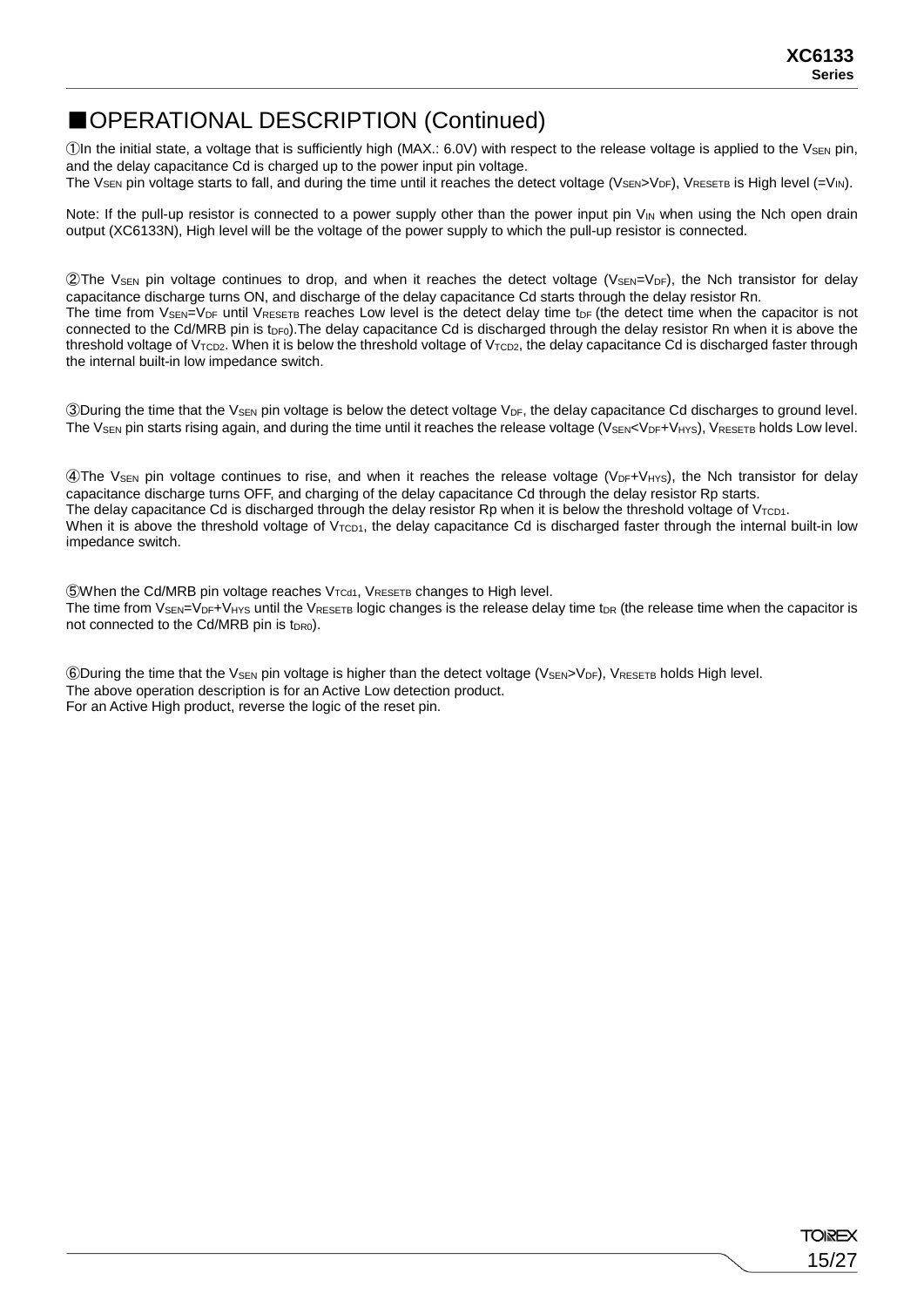## ■OPERATIONAL DESCRIPTION (Continued)

①In the initial state, a voltage that is sufficiently high (MAX.: 6.0V) with respect to the release voltage is applied to the $V_{SEN}$ pin, and the delay capacitance Cd is charged up to the power input pin voltage.
The $V_{SEN}$ pin voltage starts to fall, and during the time until it reaches the detect voltage ($V_{SEN}>V_{DF}$), $V_{RESETB}$ is High level (=$V_{IN}$).

Note: If the pull-up resistor is connected to a power supply other than the power input pin $V_{IN}$ when using the Nch open drain output (XC6133N), High level will be the voltage of the power supply to which the pull-up resistor is connected.

②The $V_{SEN}$ pin voltage continues to drop, and when it reaches the detect voltage ($V_{SEN}=V_{DF}$), the Nch transistor for delay capacitance discharge turns ON, and discharge of the delay capacitance Cd starts through the delay resistor Rn.
The time from $V_{SEN}=V_{DF}$ until $V_{RESETB}$ reaches Low level is the detect delay time $t_{DF}$ (the detect time when the capacitor is not connected to the Cd/MRB pin is $t_{DF0}$).The delay capacitance Cd is discharged through the delay resistor Rn when it is above the threshold voltage of $V_{TCD2}$. When it is below the threshold voltage of $V_{TCD2}$, the delay capacitance Cd is discharged faster through the internal built-in low impedance switch.

③During the time that the $V_{SEN}$ pin voltage is below the detect voltage $V_{DF}$, the delay capacitance Cd discharges to ground level. The $V_{SEN}$ pin starts rising again, and during the time until it reaches the release voltage ($V_{SEN}<V_{DF}+V_{HYS}$), $V_{RESETB}$ holds Low level.

④The $V_{SEN}$ pin voltage continues to rise, and when it reaches the release voltage ($V_{DF}+V_{HYS}$), the Nch transistor for delay capacitance discharge turns OFF, and charging of the delay capacitance Cd through the delay resistor Rp starts.
The delay capacitance Cd is discharged through the delay resistor Rp when it is below the threshold voltage of $V_{TCD1}$.
When it is above the threshold voltage of $V_{TCD1}$, the delay capacitance Cd is discharged faster through the internal built-in low impedance switch.

⑤When the Cd/MRB pin voltage reaches $V_{TCd1}$, $V_{RESETB}$ changes to High level.
The time from $V_{SEN}=V_{DF}+V_{HYS}$ until the $V_{RESETB}$ logic changes is the release delay time $t_{DR}$ (the release time when the capacitor is not connected to the Cd/MRB pin is $t_{DR0}$).

⑥During the time that the $V_{SEN}$ pin voltage is higher than the detect voltage ($V_{SEN}>V_{DF}$), $V_{RESETB}$ holds High level.
The above operation description is for an Active Low detection product.
For an Active High product, reverse the logic of the reset pin.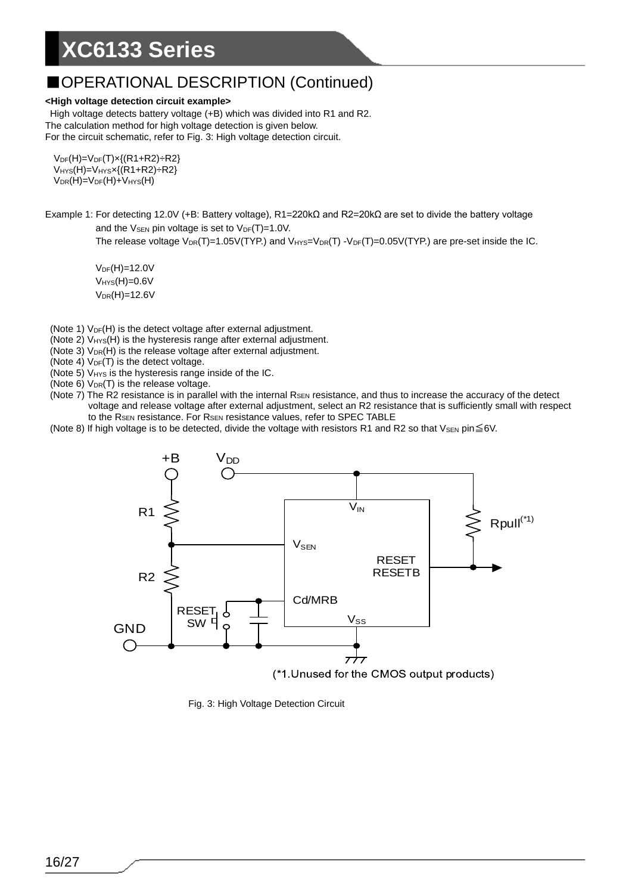## ■OPERATIONAL DESCRIPTION (Continued)

**<High voltage detection circuit example>**

High voltage detects battery voltage (+B) which was divided into R1 and R2.
The calculation method for high voltage detection is given below.
For the circuit schematic, refer to Fig. 3: High voltage detection circuit.

$V_{DF}(H)=V_{DF}(T)\times\{(R1+R2)\div R2\}$
$V_{HYS}(H)=V_{HYS}\times\{(R1+R2)\div R2\}$
$V_{DR}(H)=V_{DF}(H)+V_{HYS}(H)$

Example 1: For detecting 12.0V (+B: Battery voltage), R1=220kΩ and R2=20kΩ are set to divide the battery voltage and the $V_{SEN}$ pin voltage is set to $V_{DF}(T)$=1.0V.
The release voltage $V_{DR}(T)$=1.05V(TYP.) and $V_{HYS}=V_{DR}(T)-V_{DF}(T)$=0.05V(TYP.) are pre-set inside the IC.

$V_{DF}(H)$=12.0V
$V_{HYS}(H)$=0.6V
$V_{DR}(H)$=12.6V

(Note 1) $V_{DF}(H)$ is the detect voltage after external adjustment.
(Note 2) $V_{HYS}(H)$ is the hysteresis range after external adjustment.
(Note 3) $V_{DR}(H)$ is the release voltage after external adjustment.
(Note 4) $V_{DF}(T)$ is the detect voltage.
(Note 5) $V_{HYS}$ is the hysteresis range inside of the IC.
(Note 6) $V_{DR}(T)$ is the release voltage.
(Note 7) The R2 resistance is in parallel with the internal $R_{SEN}$ resistance, and thus to increase the accuracy of the detect voltage and release voltage after external adjustment, select an R2 resistance that is sufficiently small with respect to the $R_{SEN}$ resistance. For $R_{SEN}$ resistance values, refer to SPEC TABLE
(Note 8) If high voltage is to be detected, divide the voltage with resistors R1 and R2 so that $V_{SEN}$ pin≦6V.

+B, $V_{DD}$, R1, R2, $V_{IN}$, $V_{SEN}$, RESET RESETB, Cd/MRB, $V_{SS}$, RESET SW, GND, Rpull(*1)

(*1.Unused for the CMOS output products)

Fig. 3: High Voltage Detection Circuit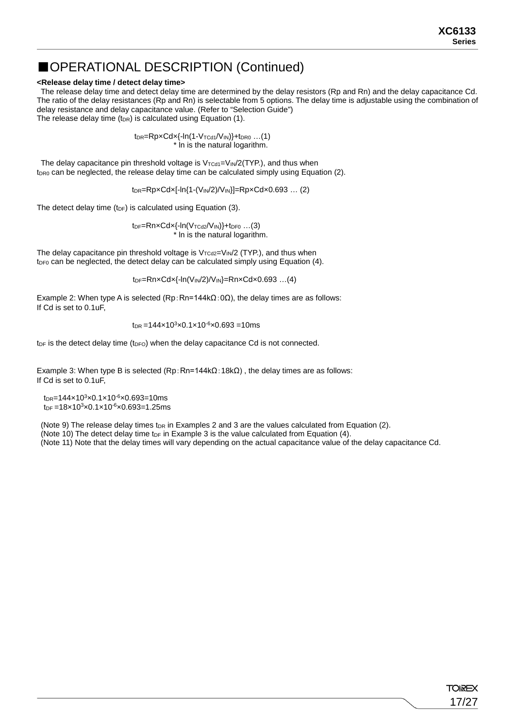## ■OPERATIONAL DESCRIPTION (Continued)

**<Release delay time / detect delay time>**

The release delay time and detect delay time are determined by the delay resistors (Rp and Rn) and the delay capacitance Cd. The ratio of the delay resistances (Rp and Rn) is selectable from 5 options. The delay time is adjustable using the combination of delay resistance and delay capacitance value. (Refer to "Selection Guide")
The release delay time ($t_{DR}$) is calculated using Equation (1).

$$t_{DR}=Rp\times Cd\times\{-\ln(1-V_{TCd1}/V_{IN})\}+t_{DR0}\ \ldots(1)$$

\* ln is the natural logarithm.

The delay capacitance pin threshold voltage is $V_{TCd1}=V_{IN}/2$(TYP.), and thus when $t_{DR0}$ can be neglected, the release delay time can be calculated simply using Equation (2).

$$t_{DR}=Rp\times Cd\times[-\ln\{1-(V_{IN}/2)/V_{IN}\}]=Rp\times Cd\times 0.693\ \ldots\ (2)$$

The detect delay time ($t_{DF}$) is calculated using Equation (3).

$$t_{DF}=Rn\times Cd\times\{-\ln(V_{TCd2}/V_{IN})\}+t_{DF0}\ \ldots(3)$$

\* ln is the natural logarithm.

The delay capacitance pin threshold voltage is $V_{TCd2}=V_{IN}/2$ (TYP.), and thus when $t_{DF0}$ can be neglected, the detect delay can be calculated simply using Equation (4).

$$t_{DF}=Rn\times Cd\times\{-\ln(V_{IN}/2)/V_{IN}\}=Rn\times Cd\times 0.693\ \ldots(4)$$

Example 2: When type A is selected (Rp：Rn=144kΩ：0Ω), the delay times are as follows:
If Cd is set to 0.1uF,

$$t_{DR}=144\times10^{3}\times0.1\times10^{-6}\times0.693=10\text{ms}$$

$t_{DF}$ is the detect delay time ($t_{DFO}$) when the delay capacitance Cd is not connected.

Example 3: When type B is selected (Rp：Rn=144kΩ：18kΩ) , the delay times are as follows:
If Cd is set to 0.1uF,

$t_{DR}=144\times10^{3}\times0.1\times10^{-6}\times0.693=10\text{ms}$
$t_{DF}=18\times10^{3}\times0.1\times10^{-6}\times0.693=1.25\text{ms}$

(Note 9) The release delay times $t_{DR}$ in Examples 2 and 3 are the values calculated from Equation (2).
(Note 10) The detect delay time $t_{DF}$ in Example 3 is the value calculated from Equation (4).
(Note 11) Note that the delay times will vary depending on the actual capacitance value of the delay capacitance Cd.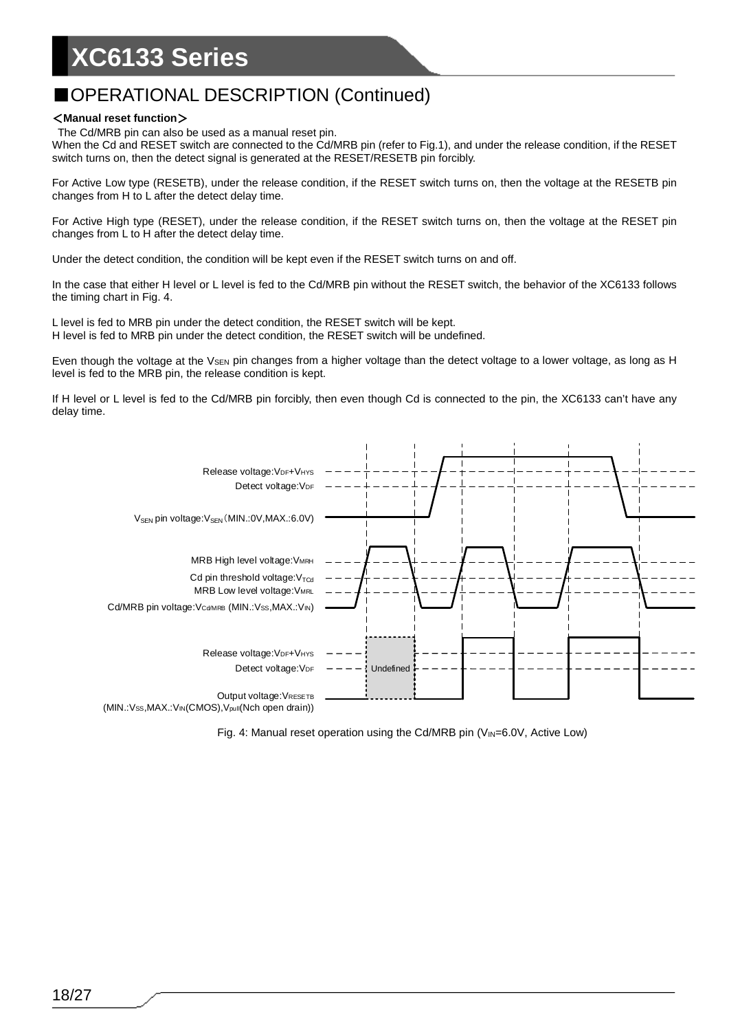## ■OPERATIONAL DESCRIPTION (Continued)

**＜Manual reset function＞**

The Cd/MRB pin can also be used as a manual reset pin.
When the Cd and RESET switch are connected to the Cd/MRB pin (refer to Fig.1), and under the release condition, if the RESET switch turns on, then the detect signal is generated at the RESET/RESETB pin forcibly.

For Active Low type (RESETB), under the release condition, if the RESET switch turns on, then the voltage at the RESETB pin changes from H to L after the detect delay time.

For Active High type (RESET), under the release condition, if the RESET switch turns on, then the voltage at the RESET pin changes from L to H after the detect delay time.

Under the detect condition, the condition will be kept even if the RESET switch turns on and off.

In the case that either H level or L level is fed to the Cd/MRB pin without the RESET switch, the behavior of the XC6133 follows the timing chart in Fig. 4.

L level is fed to MRB pin under the detect condition, the RESET switch will be kept.
H level is fed to MRB pin under the detect condition, the RESET switch will be undefined.

Even though the voltage at the $V_{SEN}$ pin changes from a higher voltage than the detect voltage to a lower voltage, as long as H level is fed to the MRB pin, the release condition is kept.

If H level or L level is fed to the Cd/MRB pin forcibly, then even though Cd is connected to the pin, the XC6133 can't have any delay time.

Release voltage:$V_{DF}$+$V_{HYS}$
Detect voltage:$V_{DF}$
$V_{SEN}$ pin voltage:$V_{SEN}$ (MIN.:0V,MAX.:6.0V)

MRB High level voltage:$V_{MRH}$
Cd pin threshold voltage:$V_{TCd}$
MRB Low level voltage:$V_{MRL}$
Cd/MRB pin voltage:$V_{Cd/MRB}$ (MIN.:$V_{SS}$,MAX.:$V_{IN}$)

Release voltage:$V_{DF}$+$V_{HYS}$
Detect voltage:$V_{DF}$
Undefined
Output voltage:$V_{RESETB}$
(MIN.:$V_{SS}$,MAX.:$V_{IN}$(CMOS),$V_{pull}$(Nch open drain))

Fig. 4: Manual reset operation using the Cd/MRB pin ($V_{IN}$=6.0V, Active Low)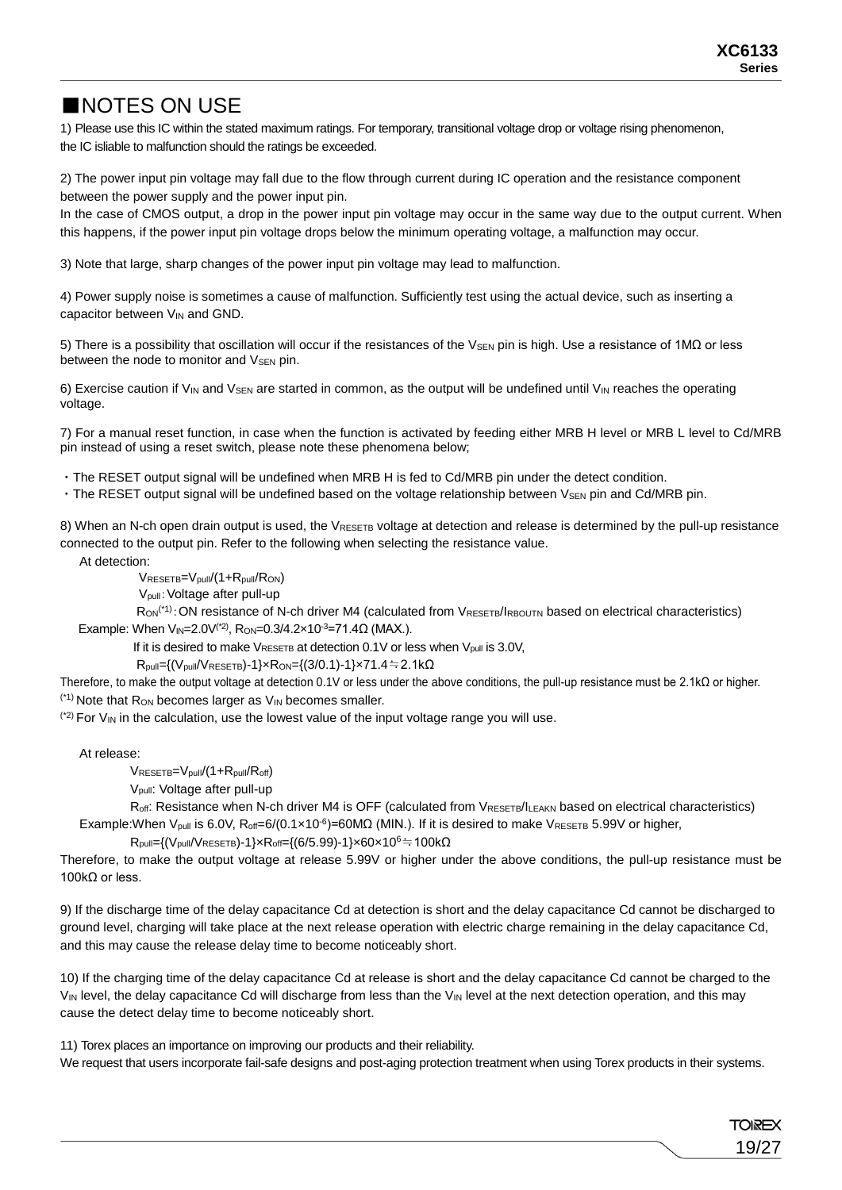## ■NOTES ON USE

1) Please use this IC within the stated maximum ratings. For temporary, transitional voltage drop or voltage rising phenomenon, the IC isliable to malfunction should the ratings be exceeded.

2) The power input pin voltage may fall due to the flow through current during IC operation and the resistance component between the power supply and the power input pin.
In the case of CMOS output, a drop in the power input pin voltage may occur in the same way due to the output current. When this happens, if the power input pin voltage drops below the minimum operating voltage, a malfunction may occur.

3) Note that large, sharp changes of the power input pin voltage may lead to malfunction.

4) Power supply noise is sometimes a cause of malfunction. Sufficiently test using the actual device, such as inserting a capacitor between $V_{IN}$ and GND.

5) There is a possibility that oscillation will occur if the resistances of the $V_{SEN}$ pin is high. Use a resistance of 1MΩ or less between the node to monitor and $V_{SEN}$ pin.

6) Exercise caution if $V_{IN}$ and $V_{SEN}$ are started in common, as the output will be undefined until $V_{IN}$ reaches the operating voltage.

7) For a manual reset function, in case when the function is activated by feeding either MRB H level or MRB L level to Cd/MRB pin instead of using a reset switch, please note these phenomena below;

・The RESET output signal will be undefined when MRB H is fed to Cd/MRB pin under the detect condition.
・The RESET output signal will be undefined based on the voltage relationship between $V_{SEN}$ pin and Cd/MRB pin.

8) When an N-ch open drain output is used, the $V_{RESETB}$ voltage at detection and release is determined by the pull-up resistance connected to the output pin. Refer to the following when selecting the resistance value.

At detection:

$V_{RESETB}=V_{pull}/(1+R_{pull}/R_{ON})$

$V_{pull}$：Voltage after pull-up

$R_{ON}$(*1)：ON resistance of N-ch driver M4 (calculated from $V_{RESETB}/I_{RBOUTN}$ based on electrical characteristics)

Example: When $V_{IN}$=2.0V(*2), $R_{ON}=0.3/4.2\times10^{-3}=71.4\Omega$ (MAX.).

If it is desired to make $V_{RESETB}$ at detection 0.1V or less when $V_{pull}$ is 3.0V,

$R_{pull}=\{(V_{pull}/V_{RESETB})-1\}\times R_{ON}=\{(3/0.1)-1\}\times71.4≒2.1k\Omega$

Therefore, to make the output voltage at detection 0.1V or less under the above conditions, the pull-up resistance must be 2.1kΩ or higher.

(*1) Note that $R_{ON}$ becomes larger as $V_{IN}$ becomes smaller.

(*2) For $V_{IN}$ in the calculation, use the lowest value of the input voltage range you will use.

At release:

$V_{RESETB}=V_{pull}/(1+R_{pull}/R_{off})$

$V_{pull}$: Voltage after pull-up

$R_{off}$: Resistance when N-ch driver M4 is OFF (calculated from $V_{RESETB}/I_{LEAKN}$ based on electrical characteristics)

Example:When $V_{pull}$ is 6.0V, $R_{off}=6/(0.1\times10^{-6})=60M\Omega$ (MIN.). If it is desired to make $V_{RESETB}$ 5.99V or higher,

$R_{pull}=\{(V_{pull}/V_{RESETB})-1\}\times R_{off}=\{(6/5.99)-1\}\times60\times10^{6}≒100k\Omega$

Therefore, to make the output voltage at release 5.99V or higher under the above conditions, the pull-up resistance must be 100kΩ or less.

9) If the discharge time of the delay capacitance Cd at detection is short and the delay capacitance Cd cannot be discharged to ground level, charging will take place at the next release operation with electric charge remaining in the delay capacitance Cd, and this may cause the release delay time to become noticeably short.

10) If the charging time of the delay capacitance Cd at release is short and the delay capacitance Cd cannot be charged to the $V_{IN}$ level, the delay capacitance Cd will discharge from less than the $V_{IN}$ level at the next detection operation, and this may cause the detect delay time to become noticeably short.

11) Torex places an importance on improving our products and their reliability.
We request that users incorporate fail-safe designs and post-aging protection treatment when using Torex products in their systems.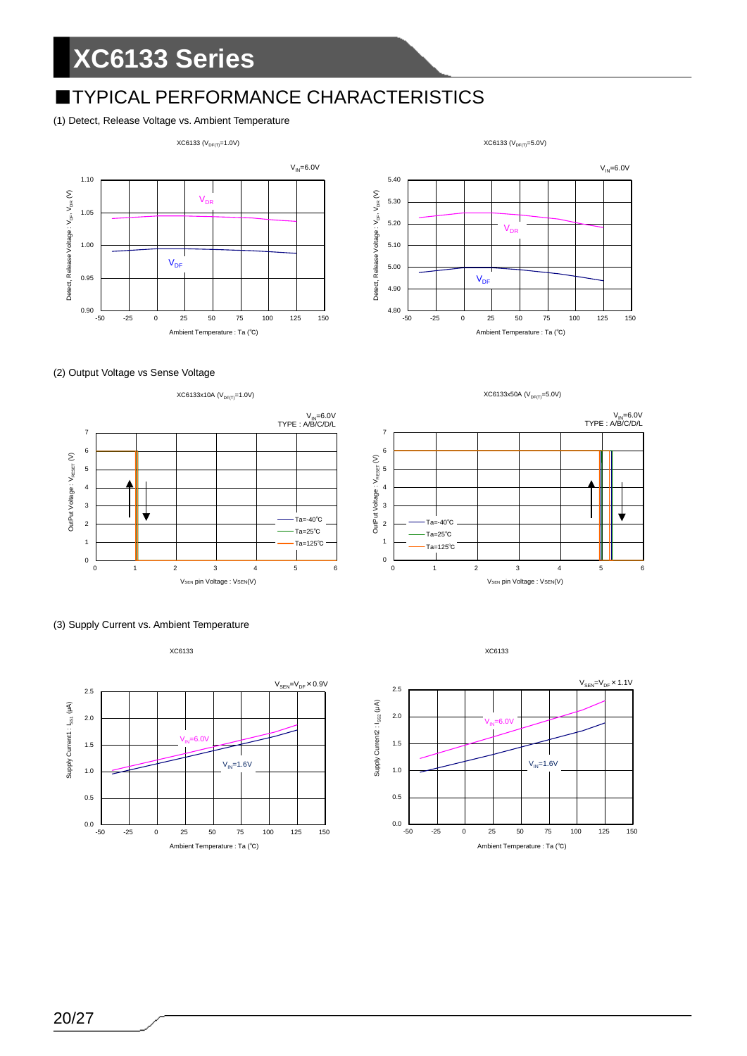## ■TYPICAL PERFORMANCE CHARACTERISTICS

(1) Detect, Release Voltage vs. Ambient Temperature

XC6133 ($V_{DF(T)}$=1.0V)

$V_{IN}$=6.0V

XC6133 ($V_{DF(T)}$=5.0V)

$V_{IN}$=6.0V

(2) Output Voltage vs Sense Voltage

XC6133x10A ($V_{DF(T)}$=1.0V)

$V_{IN}$=6.0V
TYPE : A/B/C/D/L

XC6133x50A ($V_{DF(T)}$=5.0V)

$V_{IN}$=6.0V
TYPE : A/B/C/D/L

(3) Supply Current vs. Ambient Temperature

XC6133

$V_{SEN}$=$V_{DF}$ × 0.9V

XC6133

$V_{SEN}$=$V_{DF}$ × 1.1V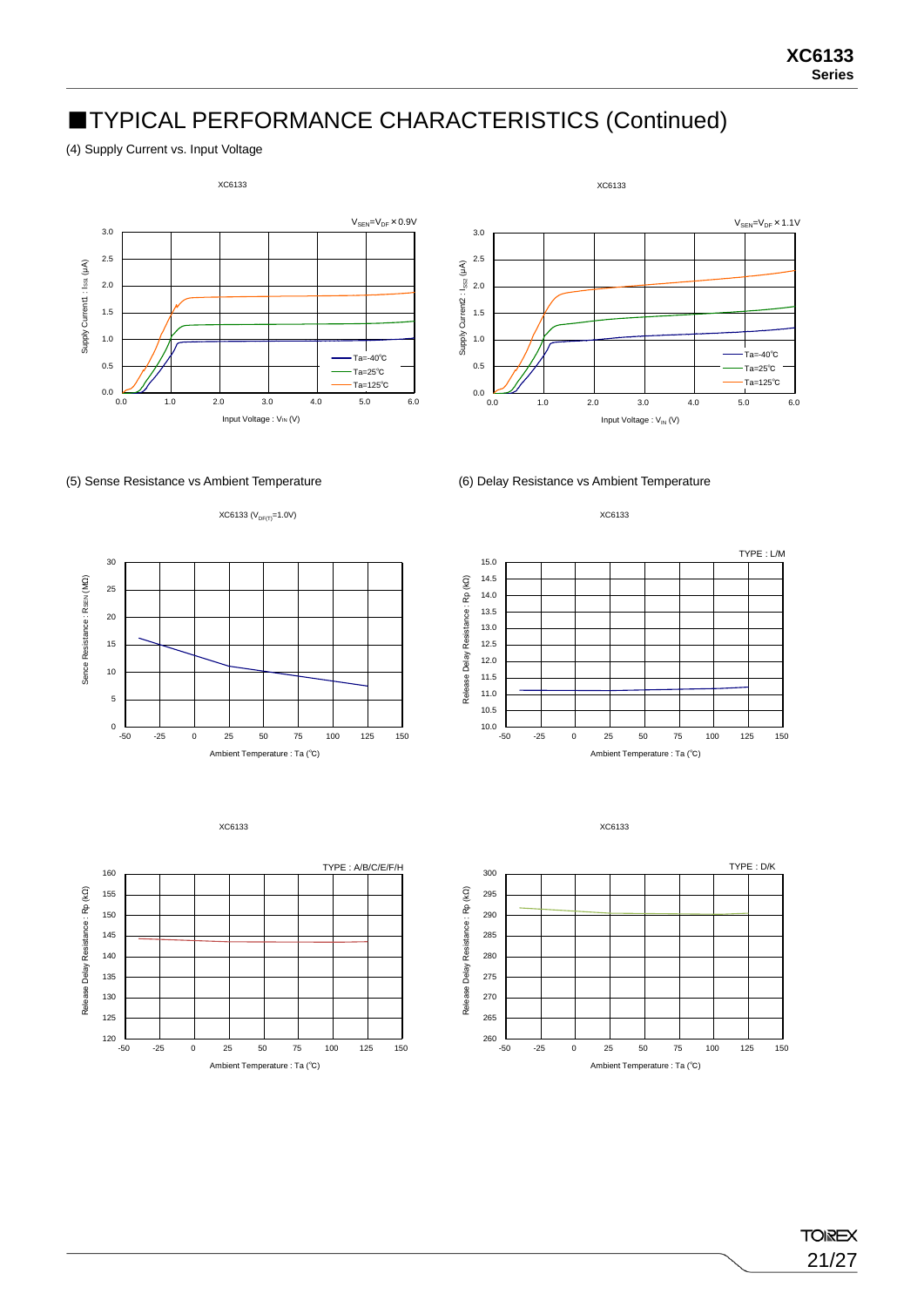# ■TYPICAL PERFORMANCE CHARACTERISTICS (Continued)

(4) Supply Current vs. Input Voltage

XC6133

$V_{SEN}=V_{DF}\times0.9V$

Supply Current1 : $I_{SS1}$ (μA)

Input Voltage : $V_{IN}$ (V)

Ta=-40℃
Ta=25℃
Ta=125℃

XC6133

$V_{SEN}=V_{DF}\times1.1V$

Supply Current2 : $I_{SS2}$ (μA)

Input Voltage : $V_{IN}$ (V)

Ta=-40℃
Ta=25℃
Ta=125℃

(5) Sense Resistance vs Ambient Temperature

XC6133 ($V_{DF(T)}$=1.0V)

Sence Resistance : $R_{SEN}$ (MΩ)

Ambient Temperature : Ta (℃)

(6) Delay Resistance vs Ambient Temperature

XC6133

TYPE : L/M

Release Delay Resistance : Rp (kΩ)

Ambient Temperature : Ta (℃)

XC6133

TYPE : A/B/C/E/F/H

Release Delay Resistance : Rp (kΩ)

Ambient Temperature : Ta (℃)

XC6133

TYPE : D/K

Release Delay Resistance : Rp (kΩ)

Ambient Temperature : Ta (℃)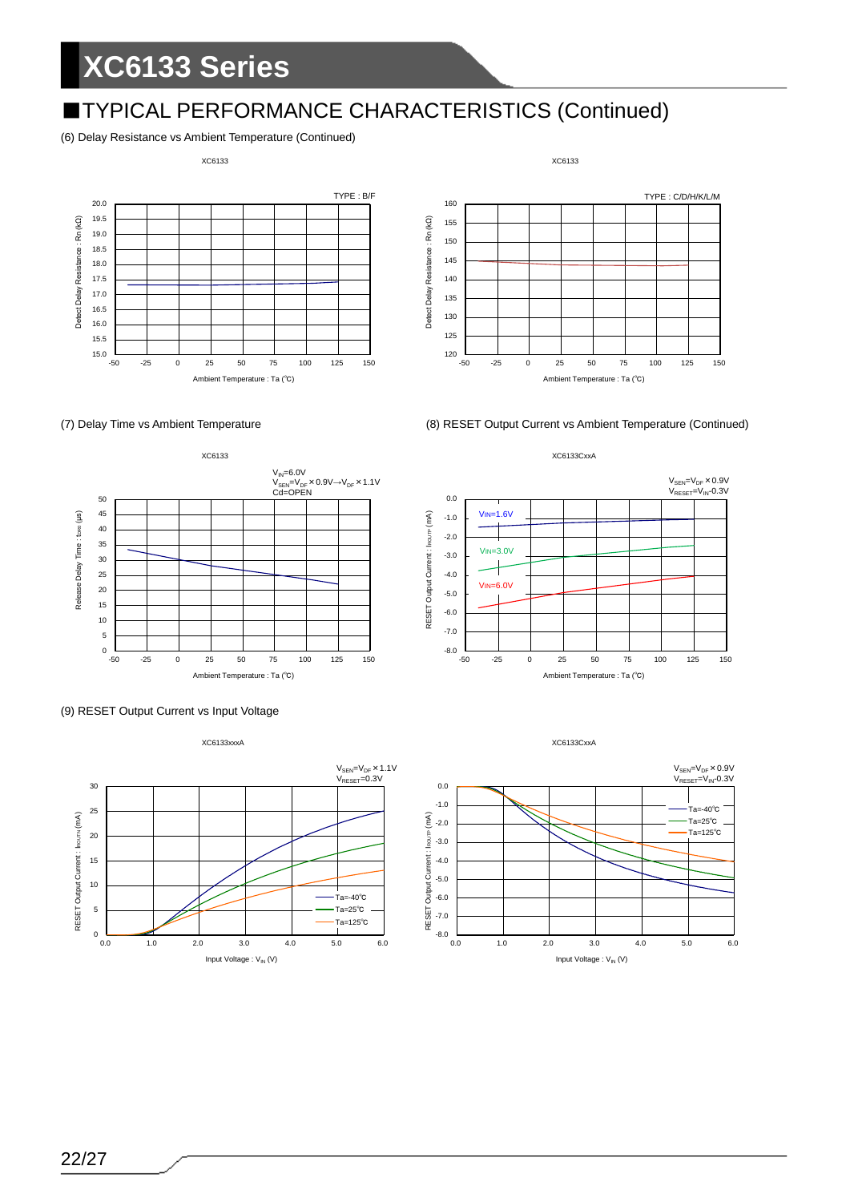## ■TYPICAL PERFORMANCE CHARACTERISTICS (Continued)

(6) Delay Resistance vs Ambient Temperature (Continued)

XC6133

TYPE : B/F

Detect Delay Resistance : Rn (kΩ)

Ambient Temperature : Ta (℃)

XC6133

TYPE : C/D/H/K/L/M

Detect Delay Resistance : Rn (kΩ)

Ambient Temperature : Ta (℃)

(7) Delay Time vs Ambient Temperature

XC6133

$V_{IN}$=6.0V
$V_{SEN}$=$V_{DF}$×0.9V→$V_{DF}$×1.1V
Cd=OPEN

Release Delay Time : $t_{DR0}$ (μs)

Ambient Temperature : Ta (℃)

(8) RESET Output Current vs Ambient Temperature (Continued)

XC6133CxxA

$V_{SEN}$=$V_{DF}$×0.9V
$V_{RESET}$=$V_{IN}$-0.3V

VIN=1.6V
VIN=3.0V
VIN=6.0V

RESET Output Current : $I_{ROUTP}$ (mA)

Ambient Temperature : Ta (℃)

(9) RESET Output Current vs Input Voltage

XC6133xxxA

$V_{SEN}$=$V_{DF}$×1.1V
$V_{RESET}$=0.3V

Ta=-40℃
Ta=25℃
Ta=125℃

RESET Output Current : $I_{ROUTN}$ (mA)

Input Voltage : $V_{IN}$ (V)

XC6133CxxA

$V_{SEN}$=$V_{DF}$×0.9V
$V_{RESET}$=$V_{IN}$-0.3V

Ta=-40℃
Ta=25℃
Ta=125℃

RESET Output Current : $I_{ROUTP}$ (mA)

Input Voltage : $V_{IN}$ (V)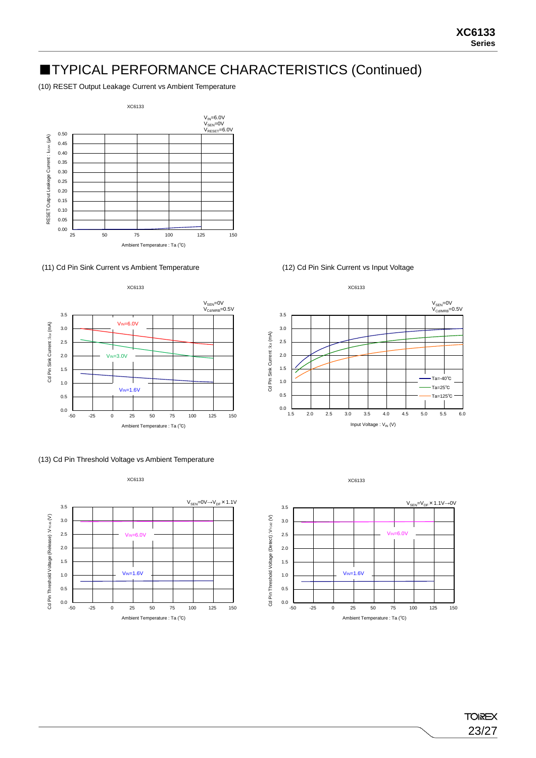# ■TYPICAL PERFORMANCE CHARACTERISTICS (Continued)

(10) RESET Output Leakage Current vs Ambient Temperature

XC6133

$V_{IN}$=6.0V
$V_{SEN}$=0V
$V_{RESET}$=6.0V

RESET Output Leakage Current : $I_{LEAK}$ (μA)

Ambient Temperature : Ta (℃)

(11) Cd Pin Sink Current vs Ambient Temperature

XC6133

$V_{SEN}$=0V
$V_{Cd/MRB}$=0.5V

VIN=6.0V
VIN=3.0V
VIN=1.6V

Cd Pin Sink Current : $I_{Cd}$ (mA)

Ambient Temperature : Ta (℃)

(12) Cd Pin Sink Current vs Input Voltage

XC6133

$V_{SEN}$=0V
$V_{Cd/MRB}$=0.5V

Ta=-40℃
Ta=25℃
Ta=125℃

Cd Pin Sink Current : $I_{Cd}$ (mA)

Input Voltage : $V_{IN}$ (V)

(13) Cd Pin Threshold Voltage vs Ambient Temperature

XC6133

$V_{SEN}$=0V→$V_{DF}$×1.1V

VIN=6.0V
VIN=1.6V

Cd Pin Threshold Voltage (Release) : $V_{TCd1}$ (V)

Ambient Temperature : Ta (℃)

XC6133

$V_{SEN}$=$V_{DF}$×1.1V→0V

VIN=6.0V
VIN=1.6V

Cd Pin Threshold Voltage (Detect) : $V_{TCd2}$ (V)

Ambient Temperature : Ta (℃)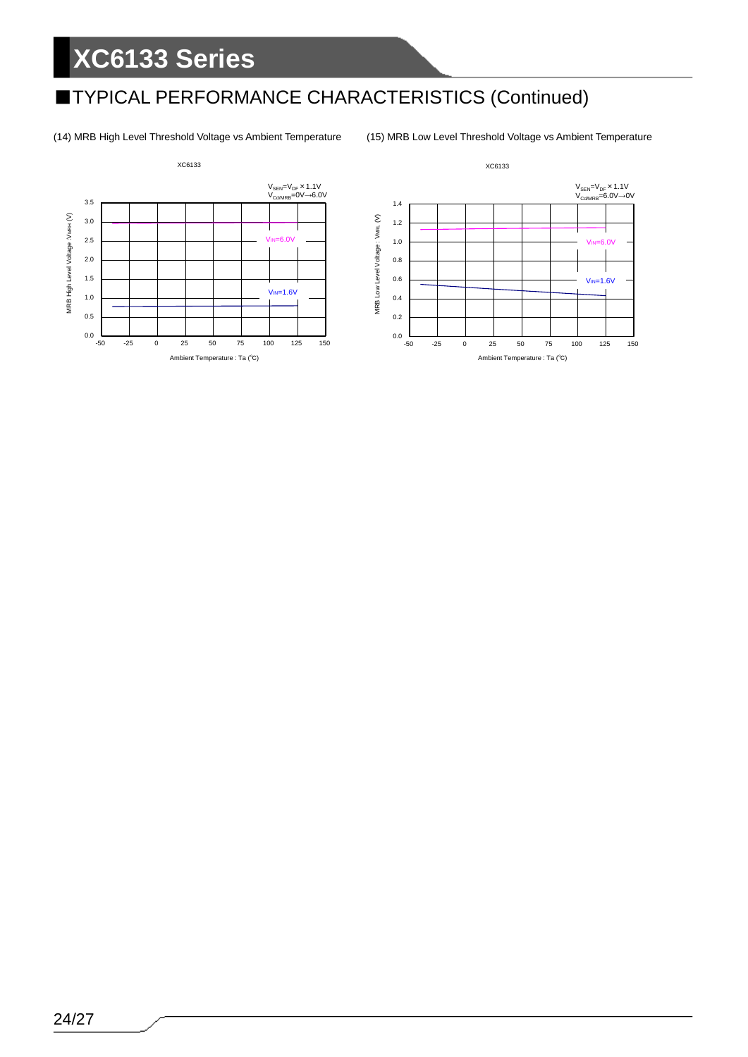## ■TYPICAL PERFORMANCE CHARACTERISTICS (Continued)

(14) MRB High Level Threshold Voltage vs Ambient Temperature

XC6133

$V_{SEN}=V_{DF}\times1.1V$
$V_{Cd/MRB}$=0V→6.0V

$V_{IN}$=6.0V

$V_{IN}$=1.6V

MRB High Level Voltage : $V_{MRH}$ (V)

Ambient Temperature : Ta (℃)

(15) MRB Low Level Threshold Voltage vs Ambient Temperature

XC6133

$V_{SEN}=V_{DF}\times1.1V$
$V_{Cd/MRB}$=6.0V→0V

$V_{IN}$=6.0V

$V_{IN}$=1.6V

MRB Low Level Voltage : $V_{MRL}$ (V)

Ambient Temperature : Ta (℃)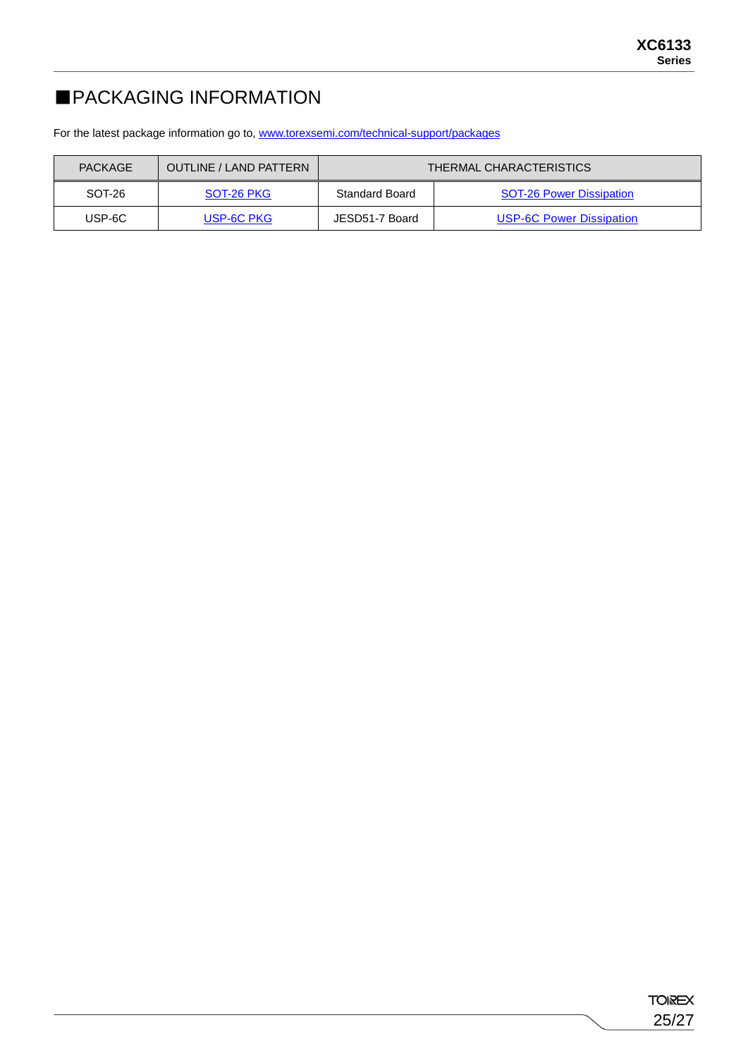# ■PACKAGING INFORMATION

For the latest package information go to, www.torexsemi.com/technical-support/packages

| PACKAGE | OUTLINE / LAND PATTERN | THERMAL CHARACTERISTICS | |
|---|---|---|---|
| SOT-26 | SOT-26 PKG | Standard Board | SOT-26 Power Dissipation |
| USP-6C | USP-6C PKG | JESD51-7 Board | USP-6C Power Dissipation |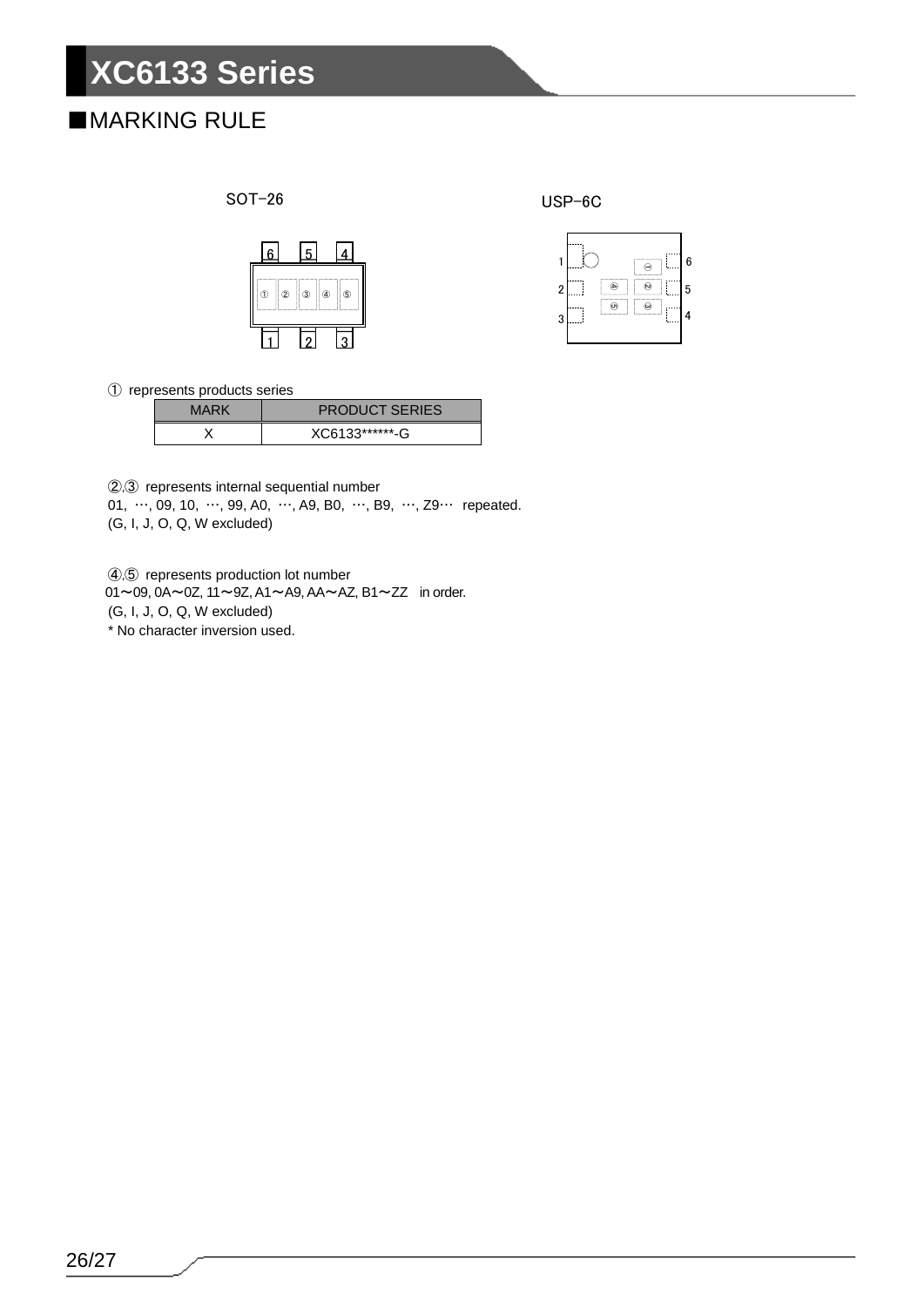## ■MARKING RULE

SOT-26

USP-6C

① represents products series

| MARK | PRODUCT SERIES |
| --- | --- |
| X | XC6133******-G |

②,③ represents internal sequential number
01, …, 09, 10, …, 99, A0, …, A9, B0, …, B9, …, Z9… repeated.
(G, I, J, O, Q, W excluded)

④,⑤ represents production lot number
01～09, 0A～0Z, 11～9Z, A1～A9, AA～AZ, B1～ZZ in order.
(G, I, J, O, Q, W excluded)
* No character inversion used.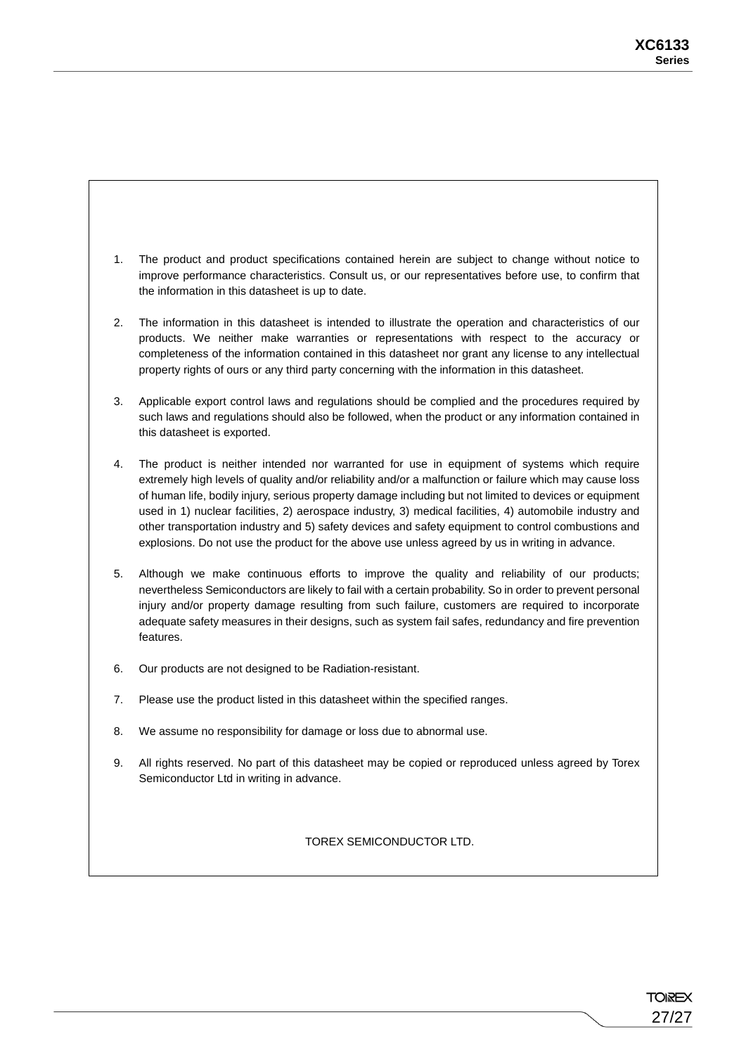1. The product and product specifications contained herein are subject to change without notice to improve performance characteristics. Consult us, or our representatives before use, to confirm that the information in this datasheet is up to date.

2. The information in this datasheet is intended to illustrate the operation and characteristics of our products. We neither make warranties or representations with respect to the accuracy or completeness of the information contained in this datasheet nor grant any license to any intellectual property rights of ours or any third party concerning with the information in this datasheet.

3. Applicable export control laws and regulations should be complied and the procedures required by such laws and regulations should also be followed, when the product or any information contained in this datasheet is exported.

4. The product is neither intended nor warranted for use in equipment of systems which require extremely high levels of quality and/or reliability and/or a malfunction or failure which may cause loss of human life, bodily injury, serious property damage including but not limited to devices or equipment used in 1) nuclear facilities, 2) aerospace industry, 3) medical facilities, 4) automobile industry and other transportation industry and 5) safety devices and safety equipment to control combustions and explosions. Do not use the product for the above use unless agreed by us in writing in advance.

5. Although we make continuous efforts to improve the quality and reliability of our products; nevertheless Semiconductors are likely to fail with a certain probability. So in order to prevent personal injury and/or property damage resulting from such failure, customers are required to incorporate adequate safety measures in their designs, such as system fail safes, redundancy and fire prevention features.

6. Our products are not designed to be Radiation-resistant.

7. Please use the product listed in this datasheet within the specified ranges.

8. We assume no responsibility for damage or loss due to abnormal use.

9. All rights reserved. No part of this datasheet may be copied or reproduced unless agreed by Torex Semiconductor Ltd in writing in advance.

TOREX SEMICONDUCTOR LTD.